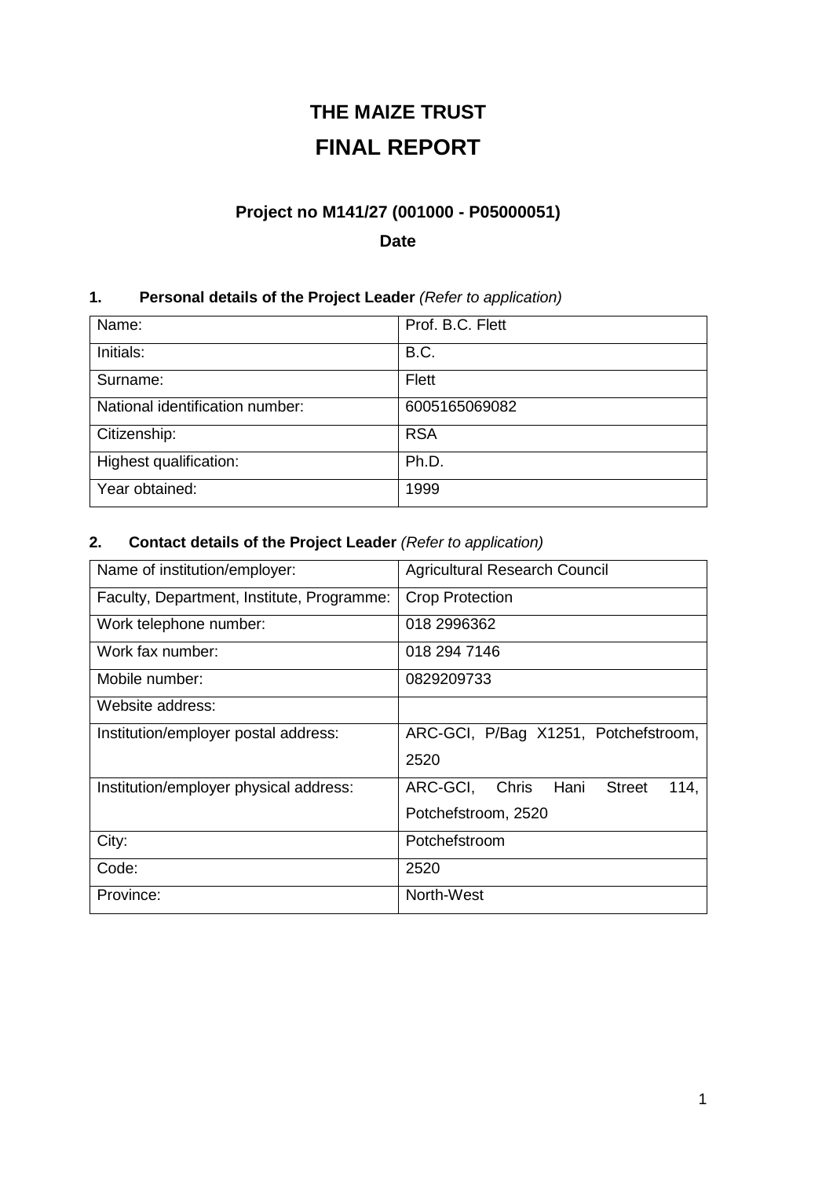# THE MAIZE TRUST

# FINAL REPORT

### Project no M141/27 (001000 - P05000051)

**Date**

## 1. Personal details of the Project Leader *(Refer to application)*

| Name: | Prof. B.C. Flett |
|---|---|
| Initials: | B.C. |
| Surname: | Flett |
| National identification number: | 6005165069082 |
| Citizenship: | RSA |
| Highest qualification: | Ph.D. |
| Year obtained: | 1999 |

## 2. Contact details of the Project Leader *(Refer to application)*

| Name of institution/employer: | Agricultural Research Council |
|---|---|
| Faculty, Department, Institute, Programme: | Crop Protection |
| Work telephone number: | 018 2996362 |
| Work fax number: | 018 294 7146 |
| Mobile number: | 0829209733 |
| Website address: | |
| Institution/employer postal address: | ARC-GCI, P/Bag X1251, Potchefstroom, 2520 |
| Institution/employer physical address: | ARC-GCI, Chris Hani Street 114, Potchefstroom, 2520 |
| City: | Potchefstroom |
| Code: | 2520 |
| Province: | North-West |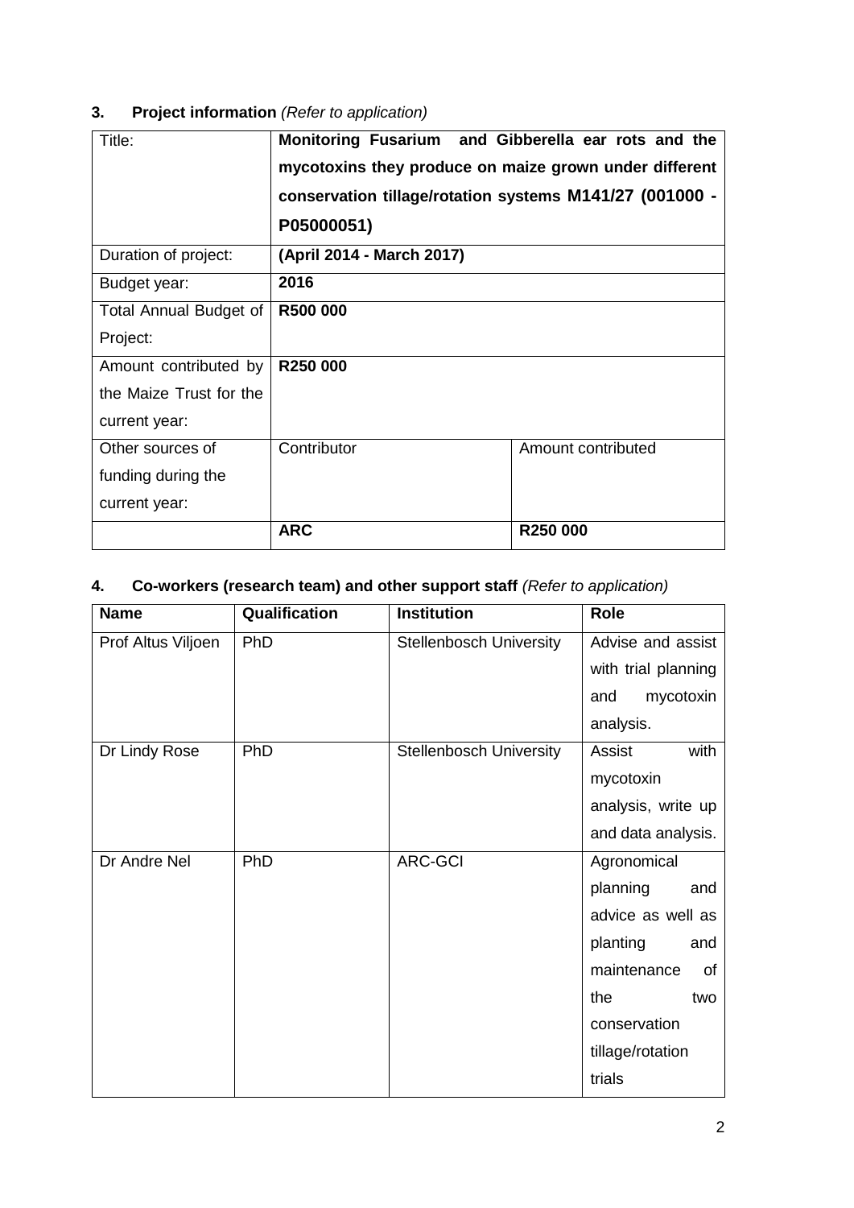## 3. Project information *(Refer to application)*

| Title: | **Monitoring Fusarium and Gibberella ear rots and the mycotoxins they produce on maize grown under different conservation tillage/rotation systems M141/27 (001000 - P05000051)** | |
|---|---|---|
| Duration of project: | **(April 2014 - March 2017)** | |
| Budget year: | **2016** | |
| Total Annual Budget of Project: | **R500 000** | |
| Amount contributed by the Maize Trust for the current year: | **R250 000** | |
| Other sources of funding during the current year: | Contributor | Amount contributed |
| | **ARC** | **R250 000** |

## 4. Co-workers (research team) and other support staff *(Refer to application)*

| Name | Qualification | Institution | Role |
|---|---|---|---|
| Prof Altus Viljoen | PhD | Stellenbosch University | Advise and assist with trial planning and mycotoxin analysis. |
| Dr Lindy Rose | PhD | Stellenbosch University | Assist with mycotoxin analysis, write up and data analysis. |
| Dr Andre Nel | PhD | ARC-GCI | Agronomical planning and advice as well as planting and maintenance of the two conservation tillage/rotation trials |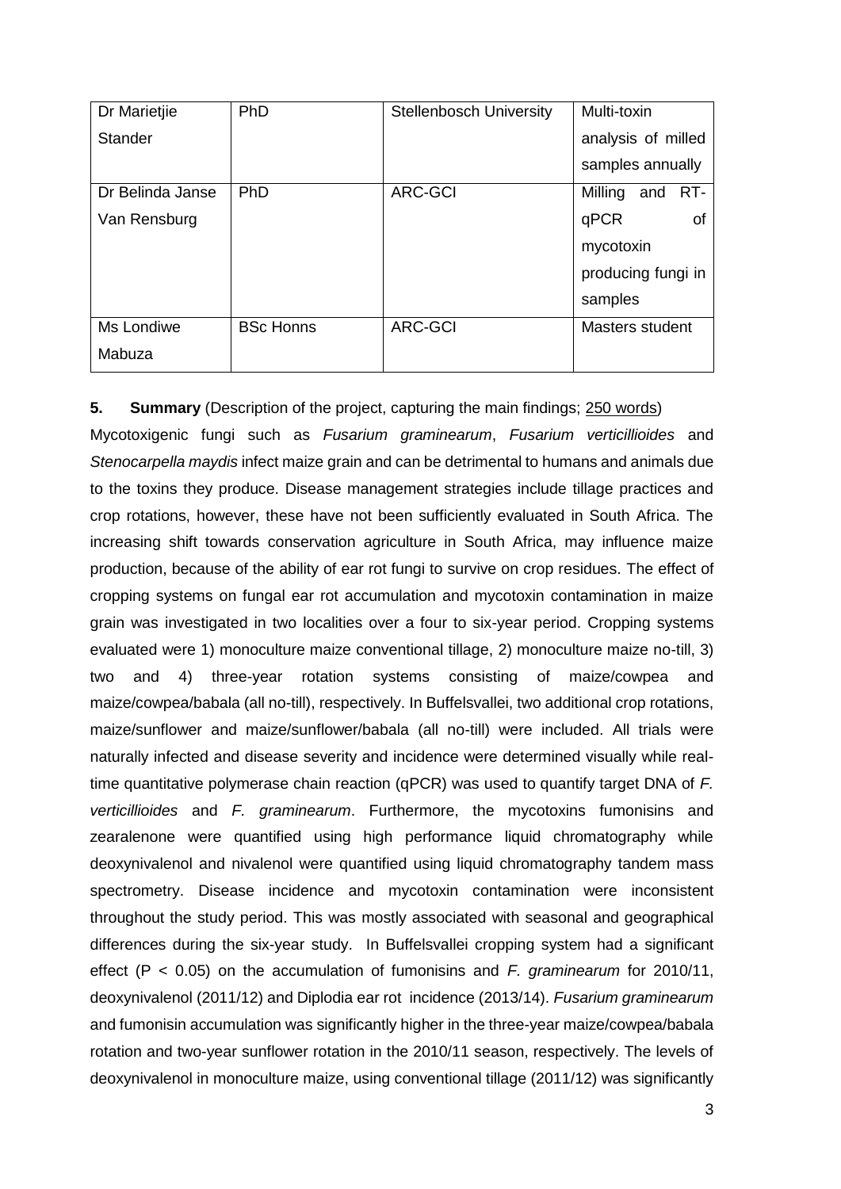| Dr Marietjie Stander | PhD | Stellenbosch University | Multi-toxin analysis of milled samples annually |
|---|---|---|---|
| Dr Belinda Janse Van Rensburg | PhD | ARC-GCI | Milling and RT-qPCR of mycotoxin producing fungi in samples |
| Ms Londiwe Mabuza | BSc Honns | ARC-GCI | Masters student |

**5. Summary** (Description of the project, capturing the main findings; 250 words)

Mycotoxigenic fungi such as *Fusarium graminearum*, *Fusarium verticillioides* and *Stenocarpella maydis* infect maize grain and can be detrimental to humans and animals due to the toxins they produce. Disease management strategies include tillage practices and crop rotations, however, these have not been sufficiently evaluated in South Africa. The increasing shift towards conservation agriculture in South Africa, may influence maize production, because of the ability of ear rot fungi to survive on crop residues. The effect of cropping systems on fungal ear rot accumulation and mycotoxin contamination in maize grain was investigated in two localities over a four to six-year period. Cropping systems evaluated were 1) monoculture maize conventional tillage, 2) monoculture maize no-till, 3) two and 4) three-year rotation systems consisting of maize/cowpea and maize/cowpea/babala (all no-till), respectively. In Buffelsvallei, two additional crop rotations, maize/sunflower and maize/sunflower/babala (all no-till) were included. All trials were naturally infected and disease severity and incidence were determined visually while real-time quantitative polymerase chain reaction (qPCR) was used to quantify target DNA of *F. verticillioides* and *F. graminearum*. Furthermore, the mycotoxins fumonisins and zearalenone were quantified using high performance liquid chromatography while deoxynivalenol and nivalenol were quantified using liquid chromatography tandem mass spectrometry. Disease incidence and mycotoxin contamination were inconsistent throughout the study period. This was mostly associated with seasonal and geographical differences during the six-year study. In Buffelsvallei cropping system had a significant effect ($P < 0.05$) on the accumulation of fumonisins and *F. graminearum* for 2010/11, deoxynivalenol (2011/12) and Diplodia ear rot incidence (2013/14). *Fusarium graminearum* and fumonisin accumulation was significantly higher in the three-year maize/cowpea/babala rotation and two-year sunflower rotation in the 2010/11 season, respectively. The levels of deoxynivalenol in monoculture maize, using conventional tillage (2011/12) was significantly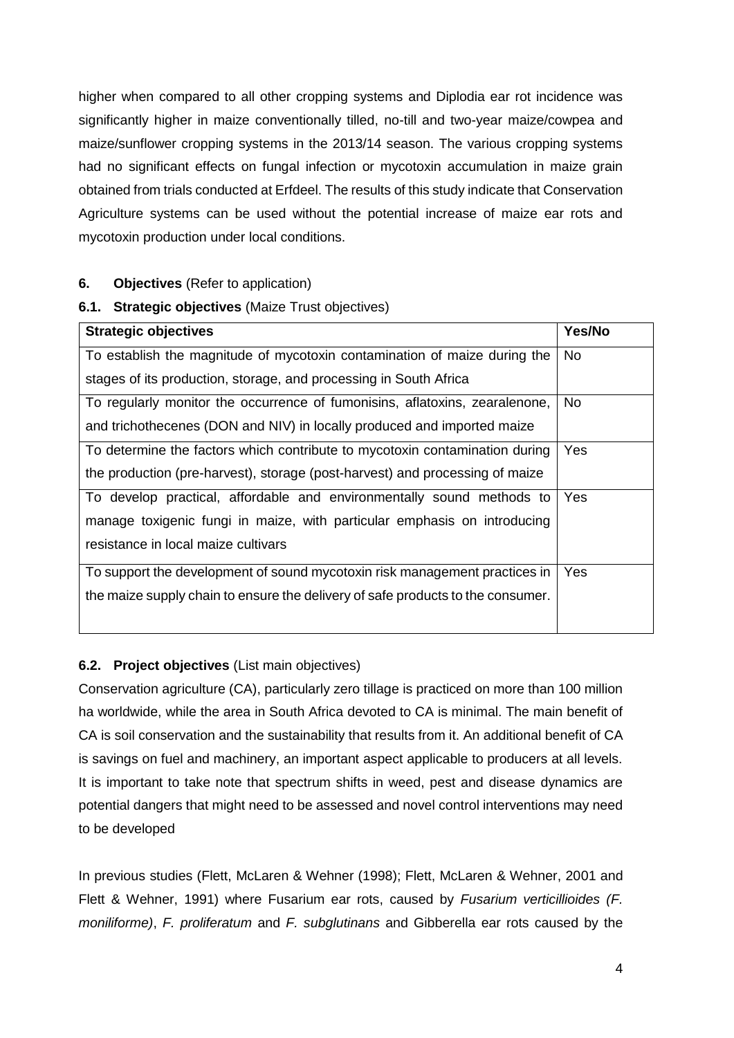higher when compared to all other cropping systems and Diplodia ear rot incidence was significantly higher in maize conventionally tilled, no-till and two-year maize/cowpea and maize/sunflower cropping systems in the 2013/14 season. The various cropping systems had no significant effects on fungal infection or mycotoxin accumulation in maize grain obtained from trials conducted at Erfdeel. The results of this study indicate that Conservation Agriculture systems can be used without the potential increase of maize ear rots and mycotoxin production under local conditions.

## 6. **Objectives** (Refer to application)

### 6.1. **Strategic objectives** (Maize Trust objectives)

| Strategic objectives | Yes/No |
| --- | --- |
| To establish the magnitude of mycotoxin contamination of maize during the stages of its production, storage, and processing in South Africa | No |
| To regularly monitor the occurrence of fumonisins, aflatoxins, zearalenone, and trichothecenes (DON and NIV) in locally produced and imported maize | No |
| To determine the factors which contribute to mycotoxin contamination during the production (pre-harvest), storage (post-harvest) and processing of maize | Yes |
| To develop practical, affordable and environmentally sound methods to manage toxigenic fungi in maize, with particular emphasis on introducing resistance in local maize cultivars | Yes |
| To support the development of sound mycotoxin risk management practices in the maize supply chain to ensure the delivery of safe products to the consumer. | Yes |

### 6.2. **Project objectives** (List main objectives)

Conservation agriculture (CA), particularly zero tillage is practiced on more than 100 million ha worldwide, while the area in South Africa devoted to CA is minimal. The main benefit of CA is soil conservation and the sustainability that results from it. An additional benefit of CA is savings on fuel and machinery, an important aspect applicable to producers at all levels. It is important to take note that spectrum shifts in weed, pest and disease dynamics are potential dangers that might need to be assessed and novel control interventions may need to be developed

In previous studies (Flett, McLaren & Wehner (1998); Flett, McLaren & Wehner, 2001 and Flett & Wehner, 1991) where Fusarium ear rots, caused by *Fusarium verticillioides (F. moniliforme)*, *F. proliferatum* and *F. subglutinans* and Gibberella ear rots caused by the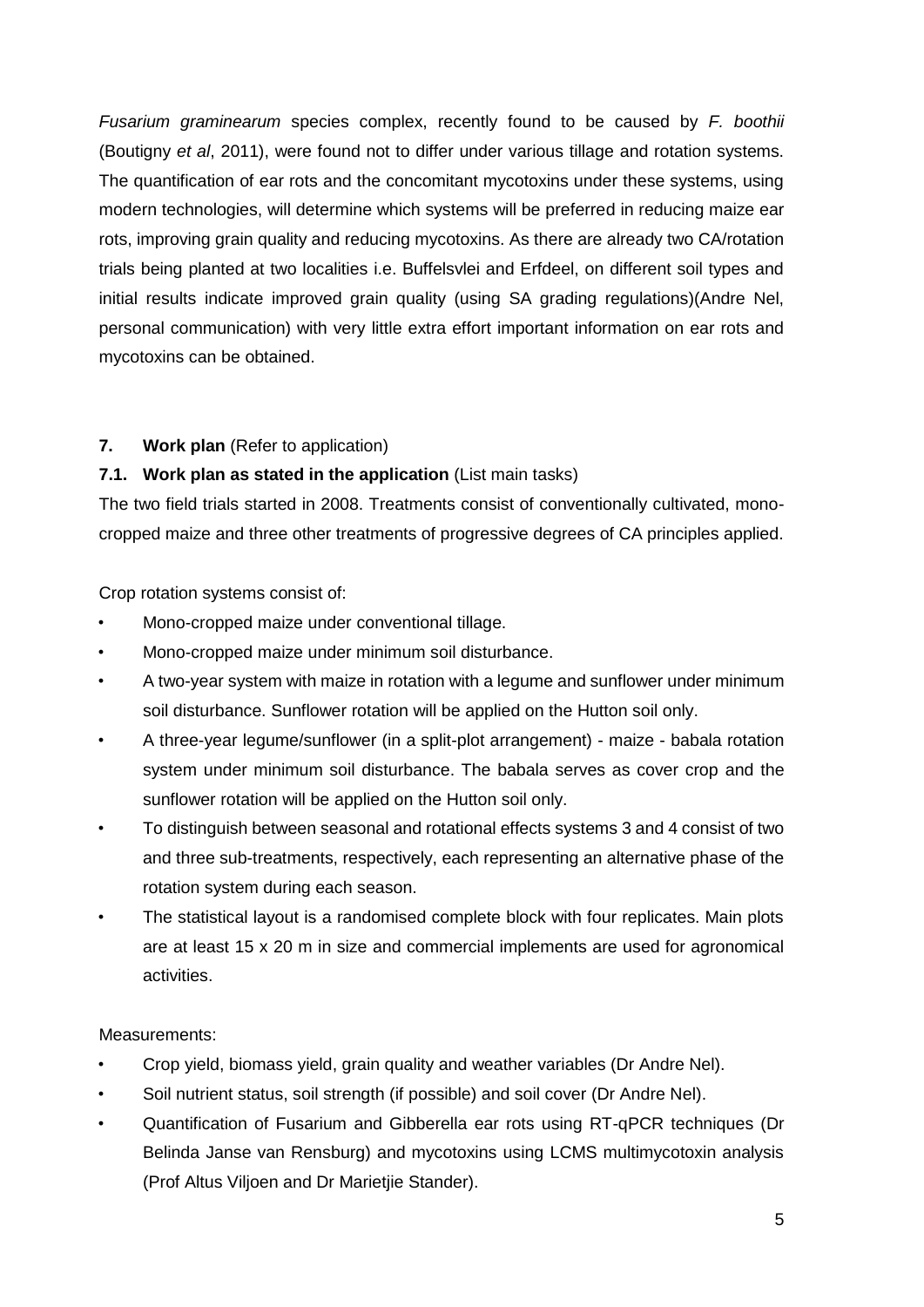*Fusarium graminearum* species complex, recently found to be caused by *F. boothii* (Boutigny *et al*, 2011), were found not to differ under various tillage and rotation systems. The quantification of ear rots and the concomitant mycotoxins under these systems, using modern technologies, will determine which systems will be preferred in reducing maize ear rots, improving grain quality and reducing mycotoxins. As there are already two CA/rotation trials being planted at two localities i.e. Buffelsvlei and Erfdeel, on different soil types and initial results indicate improved grain quality (using SA grading regulations)(Andre Nel, personal communication) with very little extra effort important information on ear rots and mycotoxins can be obtained.

## 7. Work plan (Refer to application)

### 7.1. Work plan as stated in the application (List main tasks)

The two field trials started in 2008. Treatments consist of conventionally cultivated, mono-cropped maize and three other treatments of progressive degrees of CA principles applied.

Crop rotation systems consist of:

- Mono-cropped maize under conventional tillage.
- Mono-cropped maize under minimum soil disturbance.
- A two-year system with maize in rotation with a legume and sunflower under minimum soil disturbance. Sunflower rotation will be applied on the Hutton soil only.
- A three-year legume/sunflower (in a split-plot arrangement) - maize - babala rotation system under minimum soil disturbance. The babala serves as cover crop and the sunflower rotation will be applied on the Hutton soil only.
- To distinguish between seasonal and rotational effects systems 3 and 4 consist of two and three sub-treatments, respectively, each representing an alternative phase of the rotation system during each season.
- The statistical layout is a randomised complete block with four replicates. Main plots are at least 15 x 20 m in size and commercial implements are used for agronomical activities.

Measurements:

- Crop yield, biomass yield, grain quality and weather variables (Dr Andre Nel).
- Soil nutrient status, soil strength (if possible) and soil cover (Dr Andre Nel).
- Quantification of Fusarium and Gibberella ear rots using RT-qPCR techniques (Dr Belinda Janse van Rensburg) and mycotoxins using LCMS multimycotoxin analysis (Prof Altus Viljoen and Dr Marietjie Stander).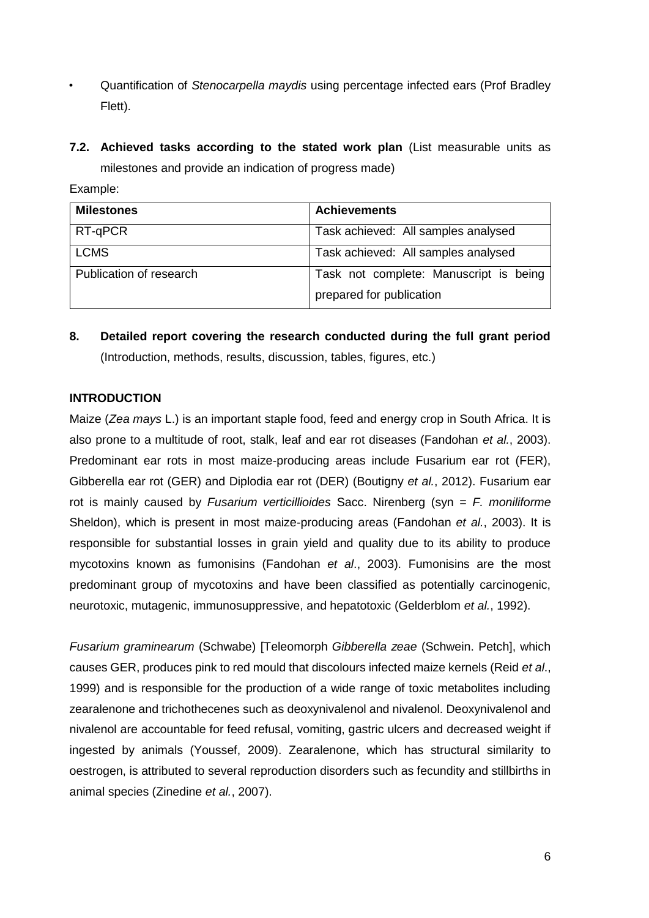- Quantification of *Stenocarpella maydis* using percentage infected ears (Prof Bradley Flett).

**7.2. Achieved tasks according to the stated work plan** (List measurable units as milestones and provide an indication of progress made)

Example:

| **Milestones** | **Achievements** |
| --- | --- |
| RT-qPCR | Task achieved: All samples analysed |
| LCMS | Task achieved: All samples analysed |
| Publication of research | Task not complete: Manuscript is being prepared for publication |

**8. Detailed report covering the research conducted during the full grant period** (Introduction, methods, results, discussion, tables, figures, etc.)

**INTRODUCTION**

Maize (*Zea mays* L.) is an important staple food, feed and energy crop in South Africa. It is also prone to a multitude of root, stalk, leaf and ear rot diseases (Fandohan *et al.*, 2003). Predominant ear rots in most maize-producing areas include Fusarium ear rot (FER), Gibberella ear rot (GER) and Diplodia ear rot (DER) (Boutigny *et al.*, 2012). Fusarium ear rot is mainly caused by *Fusarium verticillioides* Sacc. Nirenberg (syn = *F. moniliforme* Sheldon), which is present in most maize-producing areas (Fandohan *et al.*, 2003). It is responsible for substantial losses in grain yield and quality due to its ability to produce mycotoxins known as fumonisins (Fandohan *et al*., 2003). Fumonisins are the most predominant group of mycotoxins and have been classified as potentially carcinogenic, neurotoxic, mutagenic, immunosuppressive, and hepatotoxic (Gelderblom *et al.*, 1992).

*Fusarium graminearum* (Schwabe) [Teleomorph *Gibberella zeae* (Schwein. Petch], which causes GER, produces pink to red mould that discolours infected maize kernels (Reid *et al*., 1999) and is responsible for the production of a wide range of toxic metabolites including zearalenone and trichothecenes such as deoxynivalenol and nivalenol. Deoxynivalenol and nivalenol are accountable for feed refusal, vomiting, gastric ulcers and decreased weight if ingested by animals (Youssef, 2009). Zearalenone, which has structural similarity to oestrogen, is attributed to several reproduction disorders such as fecundity and stillbirths in animal species (Zinedine *et al.*, 2007).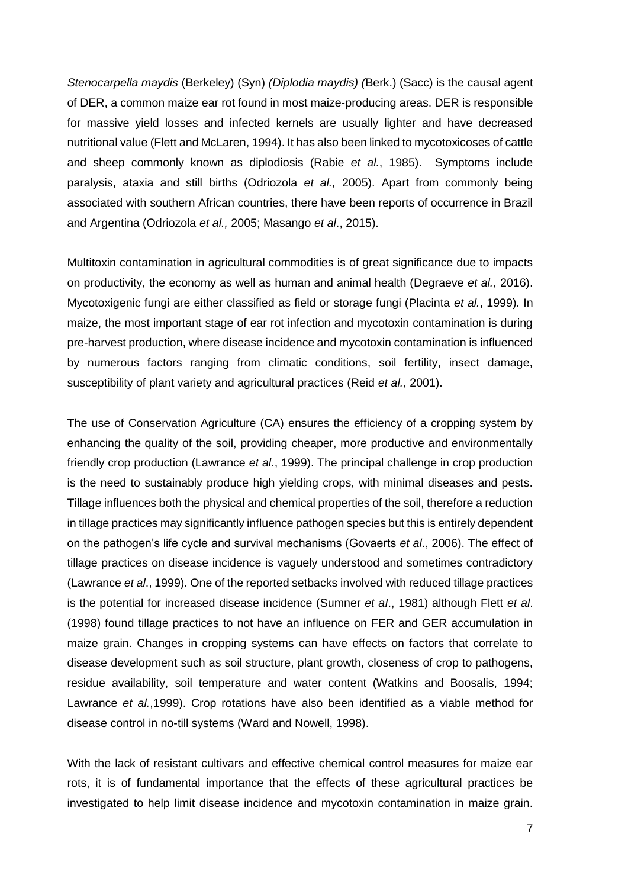*Stenocarpella maydis* (Berkeley) (Syn) *(Diplodia maydis) (*Berk.) (Sacc) is the causal agent of DER, a common maize ear rot found in most maize-producing areas. DER is responsible for massive yield losses and infected kernels are usually lighter and have decreased nutritional value (Flett and McLaren, 1994). It has also been linked to mycotoxicoses of cattle and sheep commonly known as diplodiosis (Rabie *et al.*, 1985). Symptoms include paralysis, ataxia and still births (Odriozola *et al.,* 2005). Apart from commonly being associated with southern African countries, there have been reports of occurrence in Brazil and Argentina (Odriozola *et al.,* 2005; Masango *et al*., 2015).

Multitoxin contamination in agricultural commodities is of great significance due to impacts on productivity, the economy as well as human and animal health (Degraeve *et al.*, 2016). Mycotoxigenic fungi are either classified as field or storage fungi (Placinta *et al.*, 1999). In maize, the most important stage of ear rot infection and mycotoxin contamination is during pre-harvest production, where disease incidence and mycotoxin contamination is influenced by numerous factors ranging from climatic conditions, soil fertility, insect damage, susceptibility of plant variety and agricultural practices (Reid *et al.*, 2001).

The use of Conservation Agriculture (CA) ensures the efficiency of a cropping system by enhancing the quality of the soil, providing cheaper, more productive and environmentally friendly crop production (Lawrance *et al*., 1999). The principal challenge in crop production is the need to sustainably produce high yielding crops, with minimal diseases and pests. Tillage influences both the physical and chemical properties of the soil, therefore a reduction in tillage practices may significantly influence pathogen species but this is entirely dependent on the pathogen's life cycle and survival mechanisms (Govaerts *et al*., 2006). The effect of tillage practices on disease incidence is vaguely understood and sometimes contradictory (Lawrance *et al*., 1999). One of the reported setbacks involved with reduced tillage practices is the potential for increased disease incidence (Sumner *et al*., 1981) although Flett *et al*. (1998) found tillage practices to not have an influence on FER and GER accumulation in maize grain. Changes in cropping systems can have effects on factors that correlate to disease development such as soil structure, plant growth, closeness of crop to pathogens, residue availability, soil temperature and water content (Watkins and Boosalis, 1994; Lawrance *et al.*,1999). Crop rotations have also been identified as a viable method for disease control in no-till systems (Ward and Nowell, 1998).

With the lack of resistant cultivars and effective chemical control measures for maize ear rots, it is of fundamental importance that the effects of these agricultural practices be investigated to help limit disease incidence and mycotoxin contamination in maize grain.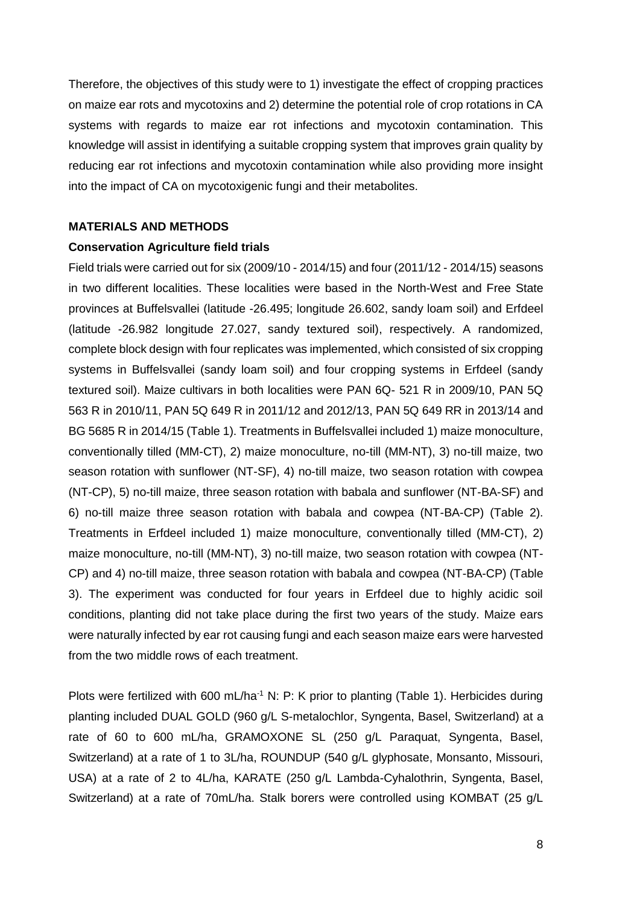Therefore, the objectives of this study were to 1) investigate the effect of cropping practices on maize ear rots and mycotoxins and 2) determine the potential role of crop rotations in CA systems with regards to maize ear rot infections and mycotoxin contamination. This knowledge will assist in identifying a suitable cropping system that improves grain quality by reducing ear rot infections and mycotoxin contamination while also providing more insight into the impact of CA on mycotoxigenic fungi and their metabolites.

**MATERIALS AND METHODS**

**Conservation Agriculture field trials**

Field trials were carried out for six (2009/10 - 2014/15) and four (2011/12 - 2014/15) seasons in two different localities. These localities were based in the North-West and Free State provinces at Buffelsvallei (latitude -26.495; longitude 26.602, sandy loam soil) and Erfdeel (latitude -26.982 longitude 27.027, sandy textured soil), respectively. A randomized, complete block design with four replicates was implemented, which consisted of six cropping systems in Buffelsvallei (sandy loam soil) and four cropping systems in Erfdeel (sandy textured soil). Maize cultivars in both localities were PAN 6Q- 521 R in 2009/10, PAN 5Q 563 R in 2010/11, PAN 5Q 649 R in 2011/12 and 2012/13, PAN 5Q 649 RR in 2013/14 and BG 5685 R in 2014/15 (Table 1). Treatments in Buffelsvallei included 1) maize monoculture, conventionally tilled (MM-CT), 2) maize monoculture, no-till (MM-NT), 3) no-till maize, two season rotation with sunflower (NT-SF), 4) no-till maize, two season rotation with cowpea (NT-CP), 5) no-till maize, three season rotation with babala and sunflower (NT-BA-SF) and 6) no-till maize three season rotation with babala and cowpea (NT-BA-CP) (Table 2). Treatments in Erfdeel included 1) maize monoculture, conventionally tilled (MM-CT), 2) maize monoculture, no-till (MM-NT), 3) no-till maize, two season rotation with cowpea (NT-CP) and 4) no-till maize, three season rotation with babala and cowpea (NT-BA-CP) (Table 3). The experiment was conducted for four years in Erfdeel due to highly acidic soil conditions, planting did not take place during the first two years of the study. Maize ears were naturally infected by ear rot causing fungi and each season maize ears were harvested from the two middle rows of each treatment.

Plots were fertilized with 600 mL/ha$^{-1}$ N: P: K prior to planting (Table 1). Herbicides during planting included DUAL GOLD (960 g/L S-metalochlor, Syngenta, Basel, Switzerland) at a rate of 60 to 600 mL/ha, GRAMOXONE SL (250 g/L Paraquat, Syngenta, Basel, Switzerland) at a rate of 1 to 3L/ha, ROUNDUP (540 g/L glyphosate, Monsanto, Missouri, USA) at a rate of 2 to 4L/ha, KARATE (250 g/L Lambda-Cyhalothrin, Syngenta, Basel, Switzerland) at a rate of 70mL/ha. Stalk borers were controlled using KOMBAT (25 g/L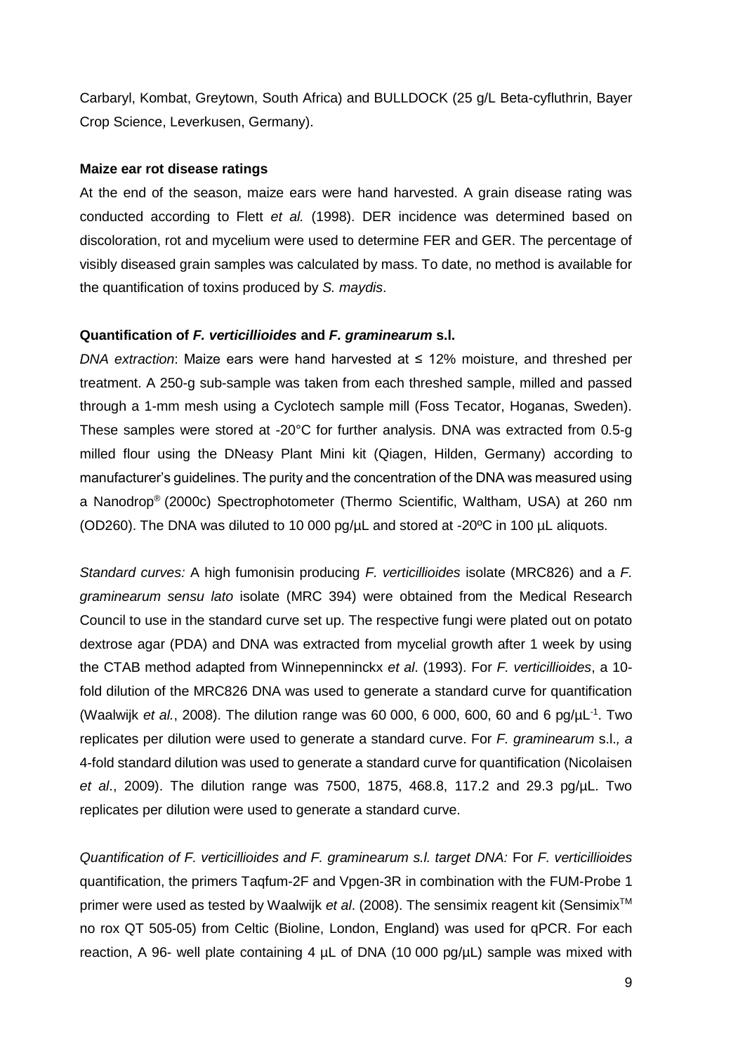Carbaryl, Kombat, Greytown, South Africa) and BULLDOCK (25 g/L Beta-cyfluthrin, Bayer Crop Science, Leverkusen, Germany).

**Maize ear rot disease ratings**

At the end of the season, maize ears were hand harvested. A grain disease rating was conducted according to Flett *et al.* (1998). DER incidence was determined based on discoloration, rot and mycelium were used to determine FER and GER. The percentage of visibly diseased grain samples was calculated by mass. To date, no method is available for the quantification of toxins produced by *S. maydis*.

**Quantification of *F. verticillioides* and *F. graminearum* s.l.**

*DNA extraction*: Maize ears were hand harvested at ≤ 12% moisture, and threshed per treatment. A 250-g sub-sample was taken from each threshed sample, milled and passed through a 1-mm mesh using a Cyclotech sample mill (Foss Tecator, Hoganas, Sweden). These samples were stored at -20°C for further analysis. DNA was extracted from 0.5-g milled flour using the DNeasy Plant Mini kit (Qiagen, Hilden, Germany) according to manufacturer's guidelines. The purity and the concentration of the DNA was measured using a Nanodrop® (2000c) Spectrophotometer (Thermo Scientific, Waltham, USA) at 260 nm (OD260). The DNA was diluted to 10 000 pg/µL and stored at -20ºC in 100 µL aliquots.

*Standard curves:* A high fumonisin producing *F. verticillioides* isolate (MRC826) and a *F. graminearum sensu lato* isolate (MRC 394) were obtained from the Medical Research Council to use in the standard curve set up. The respective fungi were plated out on potato dextrose agar (PDA) and DNA was extracted from mycelial growth after 1 week by using the CTAB method adapted from Winnepenninckx *et al*. (1993). For *F. verticillioides*, a 10-fold dilution of the MRC826 DNA was used to generate a standard curve for quantification (Waalwijk *et al.*, 2008). The dilution range was 60 000, 6 000, 600, 60 and 6 pg/$\mu L^{-1}$. Two replicates per dilution were used to generate a standard curve. For *F. graminearum* s.l.*, a* 4-fold standard dilution was used to generate a standard curve for quantification (Nicolaisen *et al*., 2009). The dilution range was 7500, 1875, 468.8, 117.2 and 29.3 pg/µL. Two replicates per dilution were used to generate a standard curve.

*Quantification of F. verticillioides and F. graminearum s.l. target DNA:* For *F. verticillioides* quantification, the primers Taqfum-2F and Vpgen-3R in combination with the FUM-Probe 1 primer were used as tested by Waalwijk *et al*. (2008). The sensimix reagent kit (Sensimix™ no rox QT 505-05) from Celtic (Bioline, London, England) was used for qPCR. For each reaction, A 96- well plate containing 4 µL of DNA (10 000 pg/µL) sample was mixed with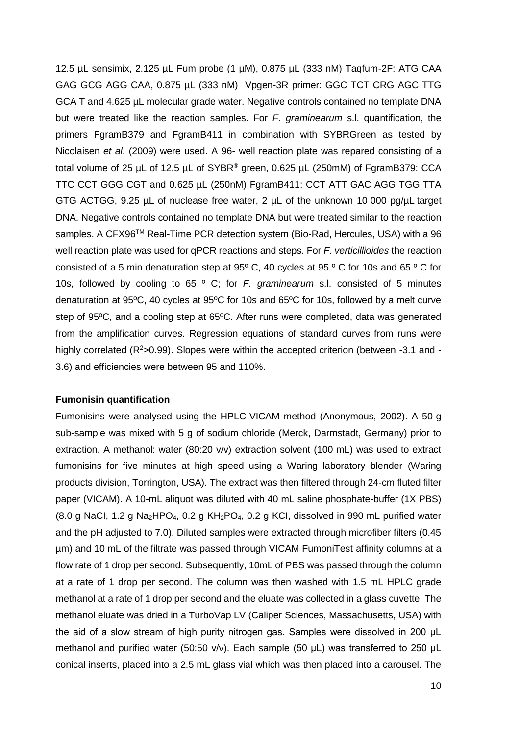12.5 µL sensimix, 2.125 µL Fum probe (1 µM), 0.875 µL (333 nM) Taqfum-2F: ATG CAA GAG GCG AGG CAA, 0.875 µL (333 nM) Vpgen-3R primer: GGC TCT CRG AGC TTG GCA T and 4.625 µL molecular grade water. Negative controls contained no template DNA but were treated like the reaction samples. For *F. graminearum* s.l. quantification, the primers FgramB379 and FgramB411 in combination with SYBRGreen as tested by Nicolaisen *et al*. (2009) were used. A 96- well reaction plate was repared consisting of a total volume of 25 µL of 12.5 µL of SYBR® green, 0.625 µL (250mM) of FgramB379: CCA TTC CCT GGG CGT and 0.625 µL (250nM) FgramB411: CCT ATT GAC AGG TGG TTA GTG ACTGG, 9.25 µL of nuclease free water, 2 µL of the unknown 10 000 pg/µL target DNA. Negative controls contained no template DNA but were treated similar to the reaction samples. A CFX96™ Real-Time PCR detection system (Bio-Rad, Hercules, USA) with a 96 well reaction plate was used for qPCR reactions and steps. For *F. verticillioides* the reaction consisted of a 5 min denaturation step at 95º C, 40 cycles at 95 º C for 10s and 65 º C for 10s, followed by cooling to 65 º C; for *F. graminearum* s.l. consisted of 5 minutes denaturation at 95ºC, 40 cycles at 95ºC for 10s and 65ºC for 10s, followed by a melt curve step of 95ºC, and a cooling step at 65ºC. After runs were completed, data was generated from the amplification curves. Regression equations of standard curves from runs were highly correlated ($R^2$>0.99). Slopes were within the accepted criterion (between -3.1 and -3.6) and efficiencies were between 95 and 110%.

**Fumonisin quantification**

Fumonisins were analysed using the HPLC-VICAM method (Anonymous, 2002). A 50-g sub-sample was mixed with 5 g of sodium chloride (Merck, Darmstadt, Germany) prior to extraction. A methanol: water (80:20 v/v) extraction solvent (100 mL) was used to extract fumonisins for five minutes at high speed using a Waring laboratory blender (Waring products division, Torrington, USA). The extract was then filtered through 24-cm fluted filter paper (VICAM). A 10-mL aliquot was diluted with 40 mL saline phosphate-buffer (1X PBS) (8.0 g NaCl, 1.2 g $Na_2HPO_4$, 0.2 g $KH_2PO_4$, 0.2 g KCl, dissolved in 990 mL purified water and the pH adjusted to 7.0). Diluted samples were extracted through microfiber filters (0.45 µm) and 10 mL of the filtrate was passed through VICAM FumoniTest affinity columns at a flow rate of 1 drop per second. Subsequently, 10mL of PBS was passed through the column at a rate of 1 drop per second. The column was then washed with 1.5 mL HPLC grade methanol at a rate of 1 drop per second and the eluate was collected in a glass cuvette. The methanol eluate was dried in a TurboVap LV (Caliper Sciences, Massachusetts, USA) with the aid of a slow stream of high purity nitrogen gas. Samples were dissolved in 200 µL methanol and purified water (50:50 v/v). Each sample (50 µL) was transferred to 250 µL conical inserts, placed into a 2.5 mL glass vial which was then placed into a carousel. The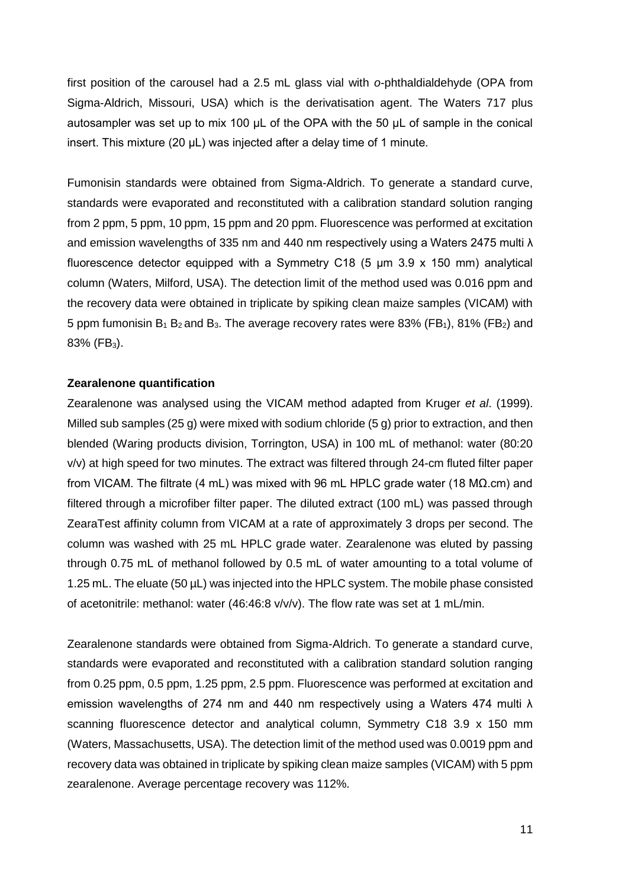first position of the carousel had a 2.5 mL glass vial with *o*-phthaldialdehyde (OPA from Sigma-Aldrich, Missouri, USA) which is the derivatisation agent. The Waters 717 plus autosampler was set up to mix 100 µL of the OPA with the 50 µL of sample in the conical insert. This mixture (20 µL) was injected after a delay time of 1 minute.

Fumonisin standards were obtained from Sigma-Aldrich. To generate a standard curve, standards were evaporated and reconstituted with a calibration standard solution ranging from 2 ppm, 5 ppm, 10 ppm, 15 ppm and 20 ppm. Fluorescence was performed at excitation and emission wavelengths of 335 nm and 440 nm respectively using a Waters 2475 multi λ fluorescence detector equipped with a Symmetry C18 (5 µm 3.9 x 150 mm) analytical column (Waters, Milford, USA). The detection limit of the method used was 0.016 ppm and the recovery data were obtained in triplicate by spiking clean maize samples (VICAM) with 5 ppm fumonisin $B_1$ $B_2$ and $B_3$. The average recovery rates were 83% ($FB_1$), 81% ($FB_2$) and 83% ($FB_3$).

**Zearalenone quantification**

Zearalenone was analysed using the VICAM method adapted from Kruger *et al*. (1999). Milled sub samples (25 g) were mixed with sodium chloride (5 g) prior to extraction, and then blended (Waring products division, Torrington, USA) in 100 mL of methanol: water (80:20 v/v) at high speed for two minutes. The extract was filtered through 24-cm fluted filter paper from VICAM. The filtrate (4 mL) was mixed with 96 mL HPLC grade water (18 MΩ.cm) and filtered through a microfiber filter paper. The diluted extract (100 mL) was passed through ZearaTest affinity column from VICAM at a rate of approximately 3 drops per second. The column was washed with 25 mL HPLC grade water. Zearalenone was eluted by passing through 0.75 mL of methanol followed by 0.5 mL of water amounting to a total volume of 1.25 mL. The eluate (50 µL) was injected into the HPLC system. The mobile phase consisted of acetonitrile: methanol: water (46:46:8 v/v/v). The flow rate was set at 1 mL/min.

Zearalenone standards were obtained from Sigma-Aldrich. To generate a standard curve, standards were evaporated and reconstituted with a calibration standard solution ranging from 0.25 ppm, 0.5 ppm, 1.25 ppm, 2.5 ppm. Fluorescence was performed at excitation and emission wavelengths of 274 nm and 440 nm respectively using a Waters 474 multi λ scanning fluorescence detector and analytical column, Symmetry C18 3.9 x 150 mm (Waters, Massachusetts, USA). The detection limit of the method used was 0.0019 ppm and recovery data was obtained in triplicate by spiking clean maize samples (VICAM) with 5 ppm zearalenone. Average percentage recovery was 112%.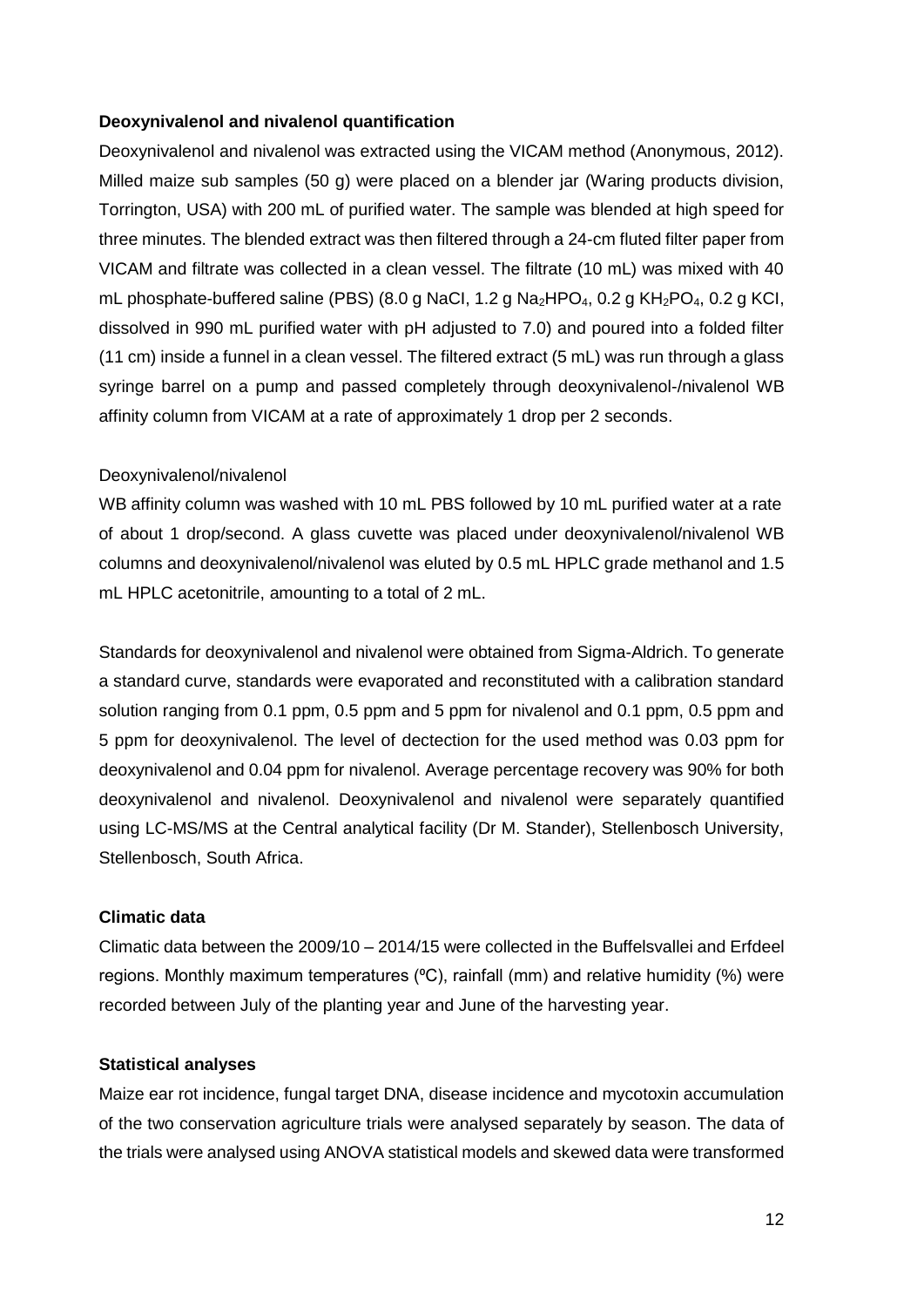**Deoxynivalenol and nivalenol quantification**

Deoxynivalenol and nivalenol was extracted using the VICAM method (Anonymous, 2012). Milled maize sub samples (50 g) were placed on a blender jar (Waring products division, Torrington, USA) with 200 mL of purified water. The sample was blended at high speed for three minutes. The blended extract was then filtered through a 24-cm fluted filter paper from VICAM and filtrate was collected in a clean vessel. The filtrate (10 mL) was mixed with 40 mL phosphate-buffered saline (PBS) (8.0 g NaCI, 1.2 g $Na_2HPO_4$, 0.2 g $KH_2PO_4$, 0.2 g KCI, dissolved in 990 mL purified water with pH adjusted to 7.0) and poured into a folded filter (11 cm) inside a funnel in a clean vessel. The filtered extract (5 mL) was run through a glass syringe barrel on a pump and passed completely through deoxynivalenol-/nivalenol WB affinity column from VICAM at a rate of approximately 1 drop per 2 seconds.

Deoxynivalenol/nivalenol

WB affinity column was washed with 10 mL PBS followed by 10 mL purified water at a rate of about 1 drop/second. A glass cuvette was placed under deoxynivalenol/nivalenol WB columns and deoxynivalenol/nivalenol was eluted by 0.5 mL HPLC grade methanol and 1.5 mL HPLC acetonitrile, amounting to a total of 2 mL.

Standards for deoxynivalenol and nivalenol were obtained from Sigma-Aldrich. To generate a standard curve, standards were evaporated and reconstituted with a calibration standard solution ranging from 0.1 ppm, 0.5 ppm and 5 ppm for nivalenol and 0.1 ppm, 0.5 ppm and 5 ppm for deoxynivalenol. The level of dectection for the used method was 0.03 ppm for deoxynivalenol and 0.04 ppm for nivalenol. Average percentage recovery was 90% for both deoxynivalenol and nivalenol. Deoxynivalenol and nivalenol were separately quantified using LC-MS/MS at the Central analytical facility (Dr M. Stander), Stellenbosch University, Stellenbosch, South Africa.

**Climatic data**

Climatic data between the 2009/10 – 2014/15 were collected in the Buffelsvallei and Erfdeel regions. Monthly maximum temperatures (ºC), rainfall (mm) and relative humidity (%) were recorded between July of the planting year and June of the harvesting year.

**Statistical analyses**

Maize ear rot incidence, fungal target DNA, disease incidence and mycotoxin accumulation of the two conservation agriculture trials were analysed separately by season. The data of the trials were analysed using ANOVA statistical models and skewed data were transformed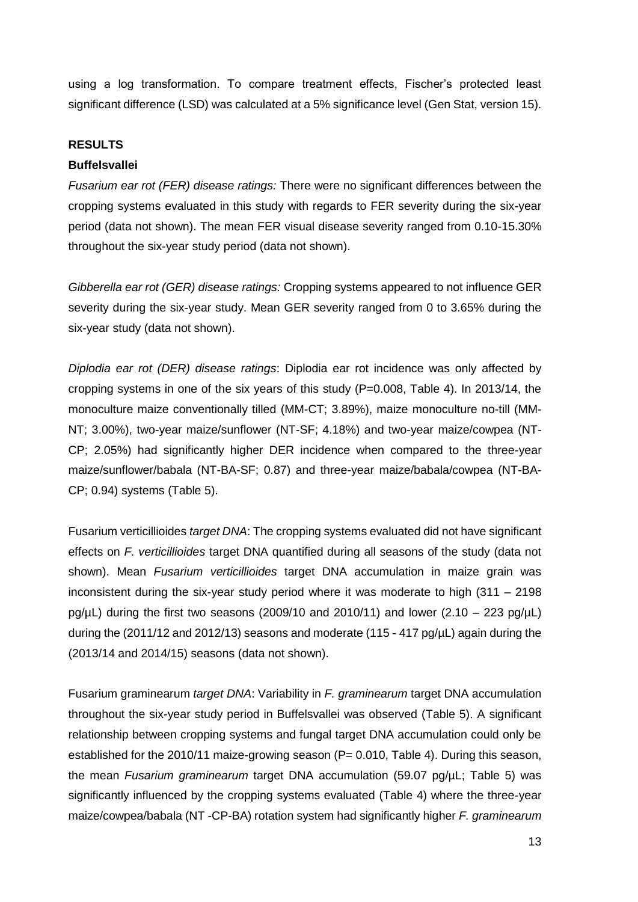using a log transformation. To compare treatment effects, Fischer's protected least significant difference (LSD) was calculated at a 5% significance level (Gen Stat, version 15).

## RESULTS

### Buffelsvallei

*Fusarium ear rot (FER) disease ratings:* There were no significant differences between the cropping systems evaluated in this study with regards to FER severity during the six-year period (data not shown). The mean FER visual disease severity ranged from 0.10-15.30% throughout the six-year study period (data not shown).

*Gibberella ear rot (GER) disease ratings:* Cropping systems appeared to not influence GER severity during the six-year study. Mean GER severity ranged from 0 to 3.65% during the six-year study (data not shown).

*Diplodia ear rot (DER) disease ratings*: Diplodia ear rot incidence was only affected by cropping systems in one of the six years of this study (P=0.008, Table 4). In 2013/14, the monoculture maize conventionally tilled (MM-CT; 3.89%), maize monoculture no-till (MM-NT; 3.00%), two-year maize/sunflower (NT-SF; 4.18%) and two-year maize/cowpea (NT-CP; 2.05%) had significantly higher DER incidence when compared to the three-year maize/sunflower/babala (NT-BA-SF; 0.87) and three-year maize/babala/cowpea (NT-BA-CP; 0.94) systems (Table 5).

Fusarium verticillioides *target DNA*: The cropping systems evaluated did not have significant effects on *F. verticillioides* target DNA quantified during all seasons of the study (data not shown). Mean *Fusarium verticillioides* target DNA accumulation in maize grain was inconsistent during the six-year study period where it was moderate to high (311 – 2198 pg/µL) during the first two seasons (2009/10 and 2010/11) and lower (2.10 – 223 pg/µL) during the (2011/12 and 2012/13) seasons and moderate (115 - 417 pg/µL) again during the (2013/14 and 2014/15) seasons (data not shown).

Fusarium graminearum *target DNA*: Variability in *F. graminearum* target DNA accumulation throughout the six-year study period in Buffelsvallei was observed (Table 5). A significant relationship between cropping systems and fungal target DNA accumulation could only be established for the 2010/11 maize-growing season (P= 0.010, Table 4). During this season, the mean *Fusarium graminearum* target DNA accumulation (59.07 pg/µL; Table 5) was significantly influenced by the cropping systems evaluated (Table 4) where the three-year maize/cowpea/babala (NT -CP-BA) rotation system had significantly higher *F. graminearum*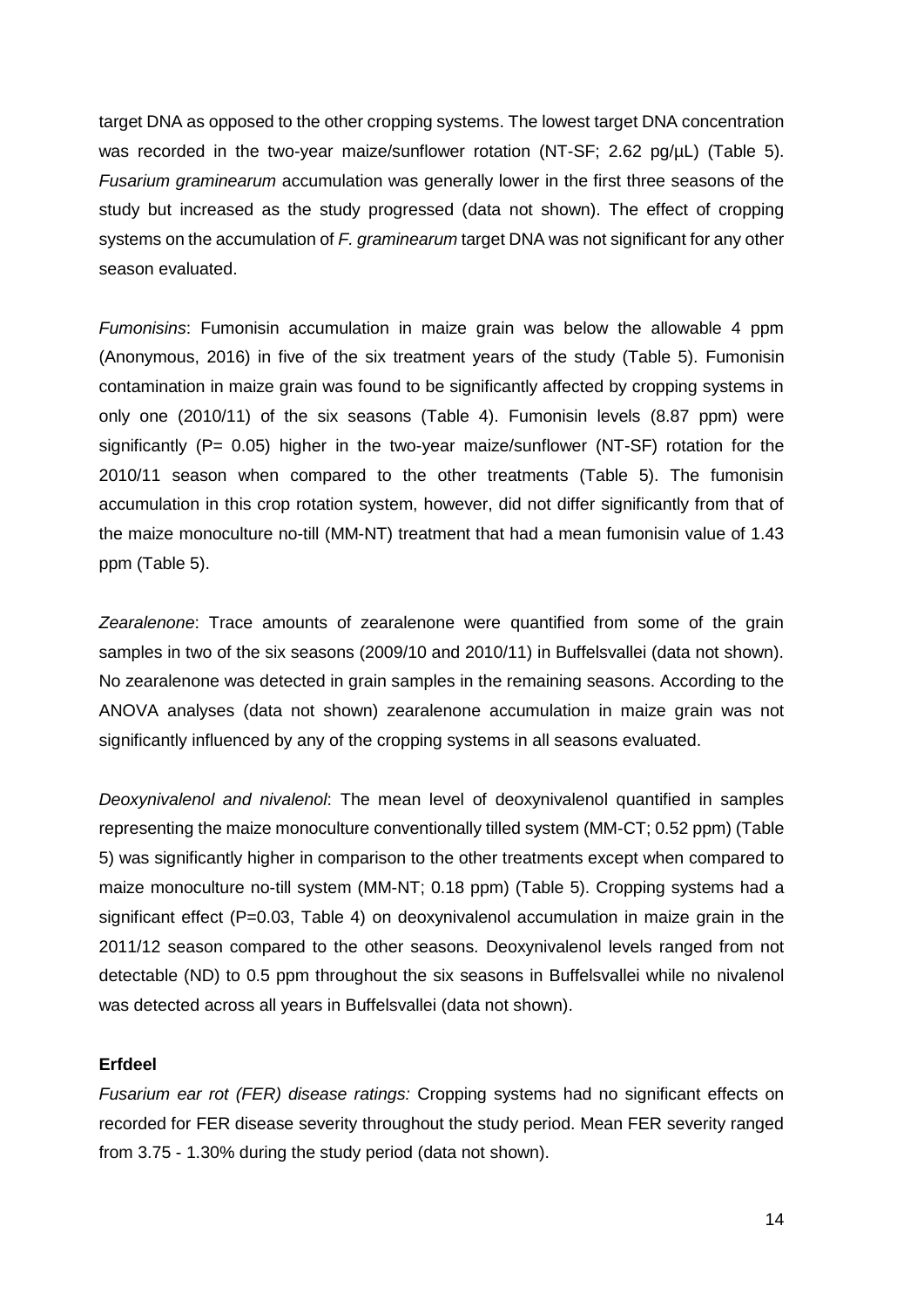target DNA as opposed to the other cropping systems. The lowest target DNA concentration was recorded in the two-year maize/sunflower rotation (NT-SF; 2.62 pg/µL) (Table 5). *Fusarium graminearum* accumulation was generally lower in the first three seasons of the study but increased as the study progressed (data not shown). The effect of cropping systems on the accumulation of *F. graminearum* target DNA was not significant for any other season evaluated.

*Fumonisins*: Fumonisin accumulation in maize grain was below the allowable 4 ppm (Anonymous, 2016) in five of the six treatment years of the study (Table 5). Fumonisin contamination in maize grain was found to be significantly affected by cropping systems in only one (2010/11) of the six seasons (Table 4). Fumonisin levels (8.87 ppm) were significantly (P= 0.05) higher in the two-year maize/sunflower (NT-SF) rotation for the 2010/11 season when compared to the other treatments (Table 5). The fumonisin accumulation in this crop rotation system, however, did not differ significantly from that of the maize monoculture no-till (MM-NT) treatment that had a mean fumonisin value of 1.43 ppm (Table 5).

*Zearalenone*: Trace amounts of zearalenone were quantified from some of the grain samples in two of the six seasons (2009/10 and 2010/11) in Buffelsvallei (data not shown). No zearalenone was detected in grain samples in the remaining seasons. According to the ANOVA analyses (data not shown) zearalenone accumulation in maize grain was not significantly influenced by any of the cropping systems in all seasons evaluated.

*Deoxynivalenol and nivalenol*: The mean level of deoxynivalenol quantified in samples representing the maize monoculture conventionally tilled system (MM-CT; 0.52 ppm) (Table 5) was significantly higher in comparison to the other treatments except when compared to maize monoculture no-till system (MM-NT; 0.18 ppm) (Table 5). Cropping systems had a significant effect (P=0.03, Table 4) on deoxynivalenol accumulation in maize grain in the 2011/12 season compared to the other seasons. Deoxynivalenol levels ranged from not detectable (ND) to 0.5 ppm throughout the six seasons in Buffelsvallei while no nivalenol was detected across all years in Buffelsvallei (data not shown).

**Erfdeel**

*Fusarium ear rot (FER) disease ratings:* Cropping systems had no significant effects on recorded for FER disease severity throughout the study period. Mean FER severity ranged from 3.75 - 1.30% during the study period (data not shown).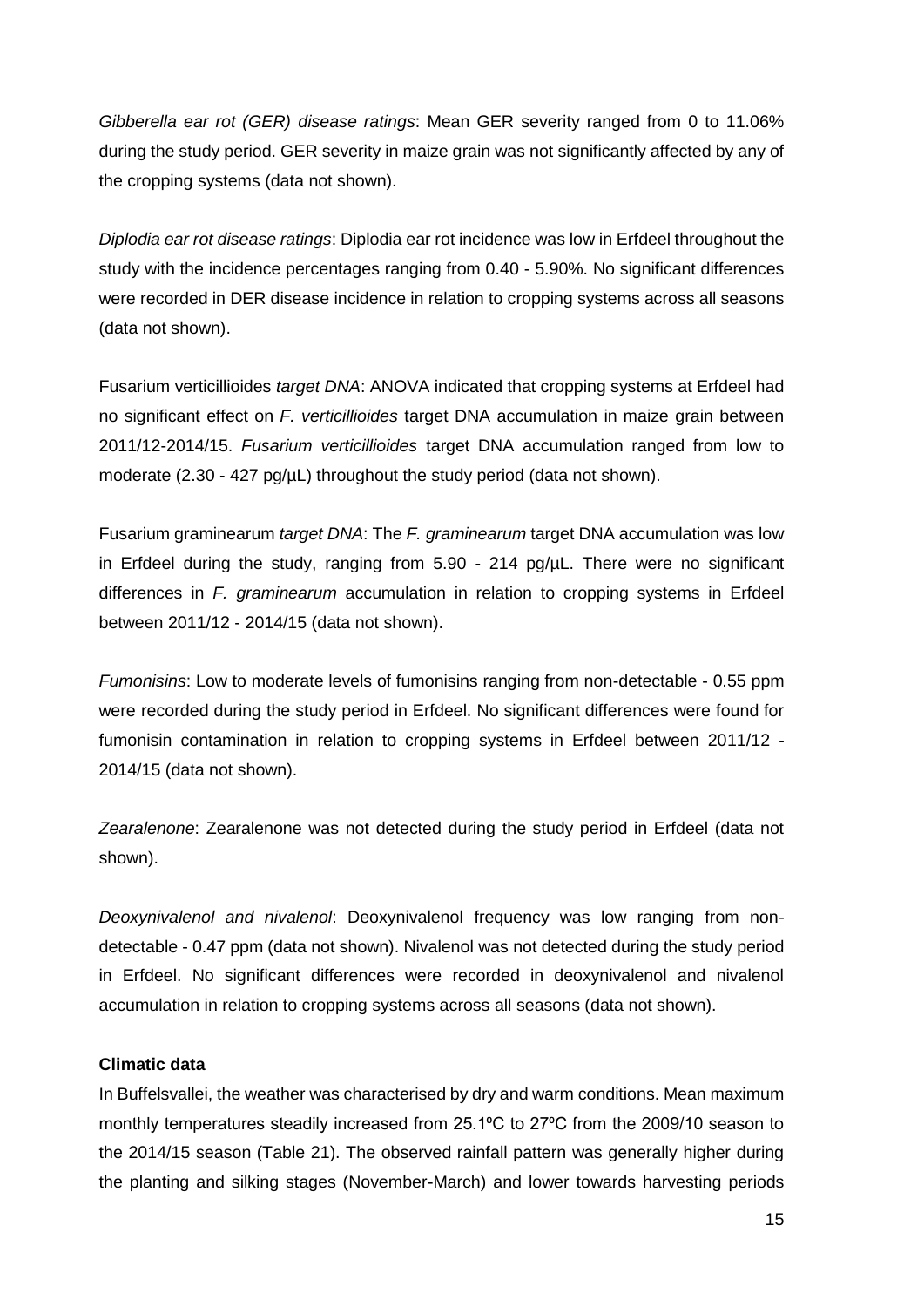*Gibberella ear rot (GER) disease ratings*: Mean GER severity ranged from 0 to 11.06% during the study period. GER severity in maize grain was not significantly affected by any of the cropping systems (data not shown).

*Diplodia ear rot disease ratings*: Diplodia ear rot incidence was low in Erfdeel throughout the study with the incidence percentages ranging from 0.40 - 5.90%. No significant differences were recorded in DER disease incidence in relation to cropping systems across all seasons (data not shown).

Fusarium verticillioides *target DNA*: ANOVA indicated that cropping systems at Erfdeel had no significant effect on *F. verticillioides* target DNA accumulation in maize grain between 2011/12-2014/15. *Fusarium verticillioides* target DNA accumulation ranged from low to moderate (2.30 - 427 pg/µL) throughout the study period (data not shown).

Fusarium graminearum *target DNA*: The *F. graminearum* target DNA accumulation was low in Erfdeel during the study, ranging from 5.90 - 214 pg/µL. There were no significant differences in *F. graminearum* accumulation in relation to cropping systems in Erfdeel between 2011/12 - 2014/15 (data not shown).

*Fumonisins*: Low to moderate levels of fumonisins ranging from non-detectable - 0.55 ppm were recorded during the study period in Erfdeel. No significant differences were found for fumonisin contamination in relation to cropping systems in Erfdeel between 2011/12 - 2014/15 (data not shown).

*Zearalenone*: Zearalenone was not detected during the study period in Erfdeel (data not shown).

*Deoxynivalenol and nivalenol*: Deoxynivalenol frequency was low ranging from non-detectable - 0.47 ppm (data not shown). Nivalenol was not detected during the study period in Erfdeel. No significant differences were recorded in deoxynivalenol and nivalenol accumulation in relation to cropping systems across all seasons (data not shown).

**Climatic data**

In Buffelsvallei, the weather was characterised by dry and warm conditions. Mean maximum monthly temperatures steadily increased from 25.1ºC to 27ºC from the 2009/10 season to the 2014/15 season (Table 21). The observed rainfall pattern was generally higher during the planting and silking stages (November-March) and lower towards harvesting periods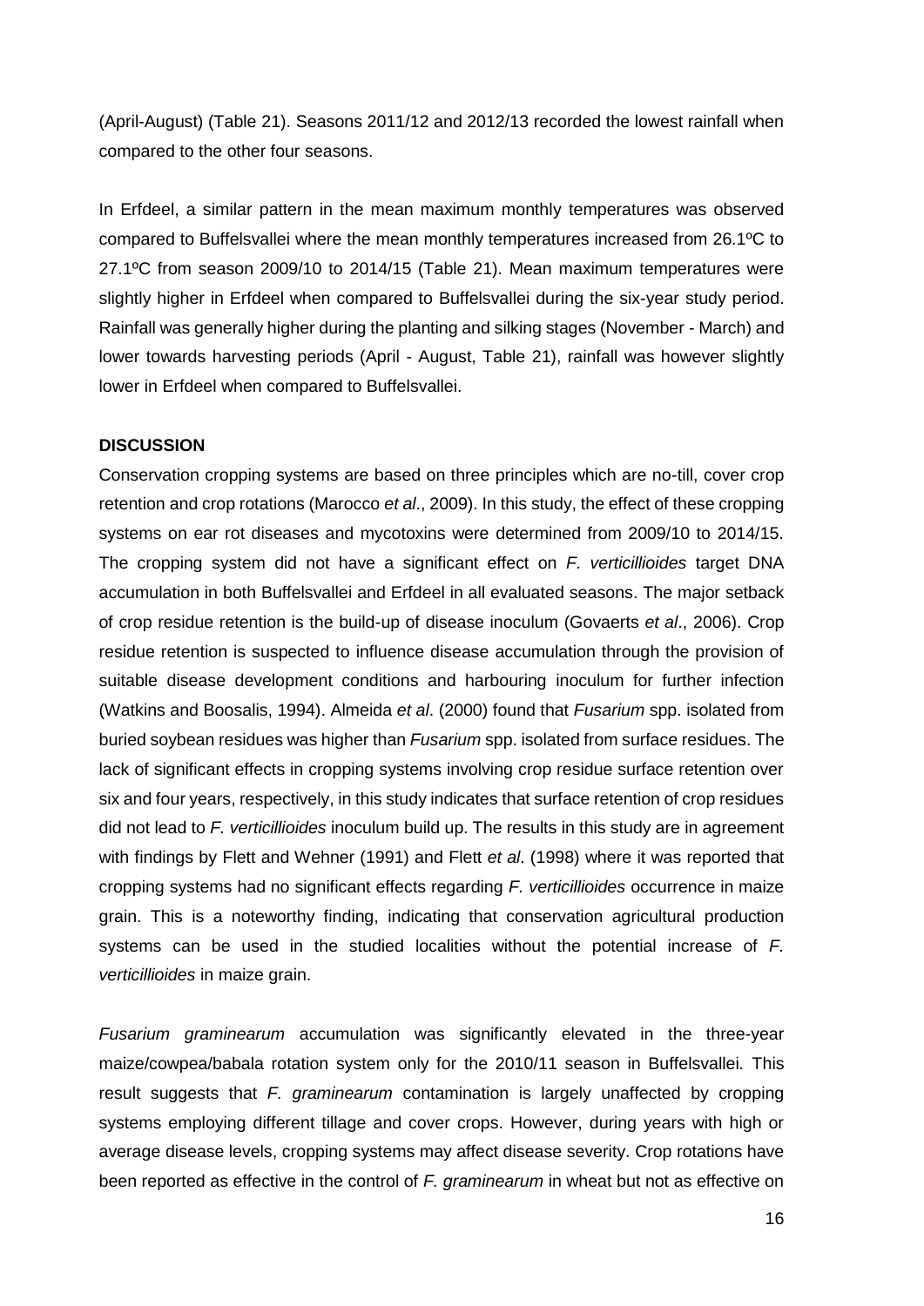(April-August) (Table 21). Seasons 2011/12 and 2012/13 recorded the lowest rainfall when compared to the other four seasons.

In Erfdeel, a similar pattern in the mean maximum monthly temperatures was observed compared to Buffelsvallei where the mean monthly temperatures increased from 26.1ºC to 27.1ºC from season 2009/10 to 2014/15 (Table 21). Mean maximum temperatures were slightly higher in Erfdeel when compared to Buffelsvallei during the six-year study period. Rainfall was generally higher during the planting and silking stages (November - March) and lower towards harvesting periods (April - August, Table 21), rainfall was however slightly lower in Erfdeel when compared to Buffelsvallei.

## DISCUSSION

Conservation cropping systems are based on three principles which are no-till, cover crop retention and crop rotations (Marocco *et al*., 2009). In this study, the effect of these cropping systems on ear rot diseases and mycotoxins were determined from 2009/10 to 2014/15. The cropping system did not have a significant effect on *F. verticillioides* target DNA accumulation in both Buffelsvallei and Erfdeel in all evaluated seasons. The major setback of crop residue retention is the build-up of disease inoculum (Govaerts *et al*., 2006). Crop residue retention is suspected to influence disease accumulation through the provision of suitable disease development conditions and harbouring inoculum for further infection (Watkins and Boosalis, 1994). Almeida *et al*. (2000) found that *Fusarium* spp. isolated from buried soybean residues was higher than *Fusarium* spp. isolated from surface residues. The lack of significant effects in cropping systems involving crop residue surface retention over six and four years, respectively, in this study indicates that surface retention of crop residues did not lead to *F. verticillioides* inoculum build up. The results in this study are in agreement with findings by Flett and Wehner (1991) and Flett *et al*. (1998) where it was reported that cropping systems had no significant effects regarding *F. verticillioides* occurrence in maize grain. This is a noteworthy finding, indicating that conservation agricultural production systems can be used in the studied localities without the potential increase of *F. verticillioides* in maize grain.

*Fusarium graminearum* accumulation was significantly elevated in the three-year maize/cowpea/babala rotation system only for the 2010/11 season in Buffelsvallei. This result suggests that *F. graminearum* contamination is largely unaffected by cropping systems employing different tillage and cover crops. However, during years with high or average disease levels, cropping systems may affect disease severity. Crop rotations have been reported as effective in the control of *F. graminearum* in wheat but not as effective on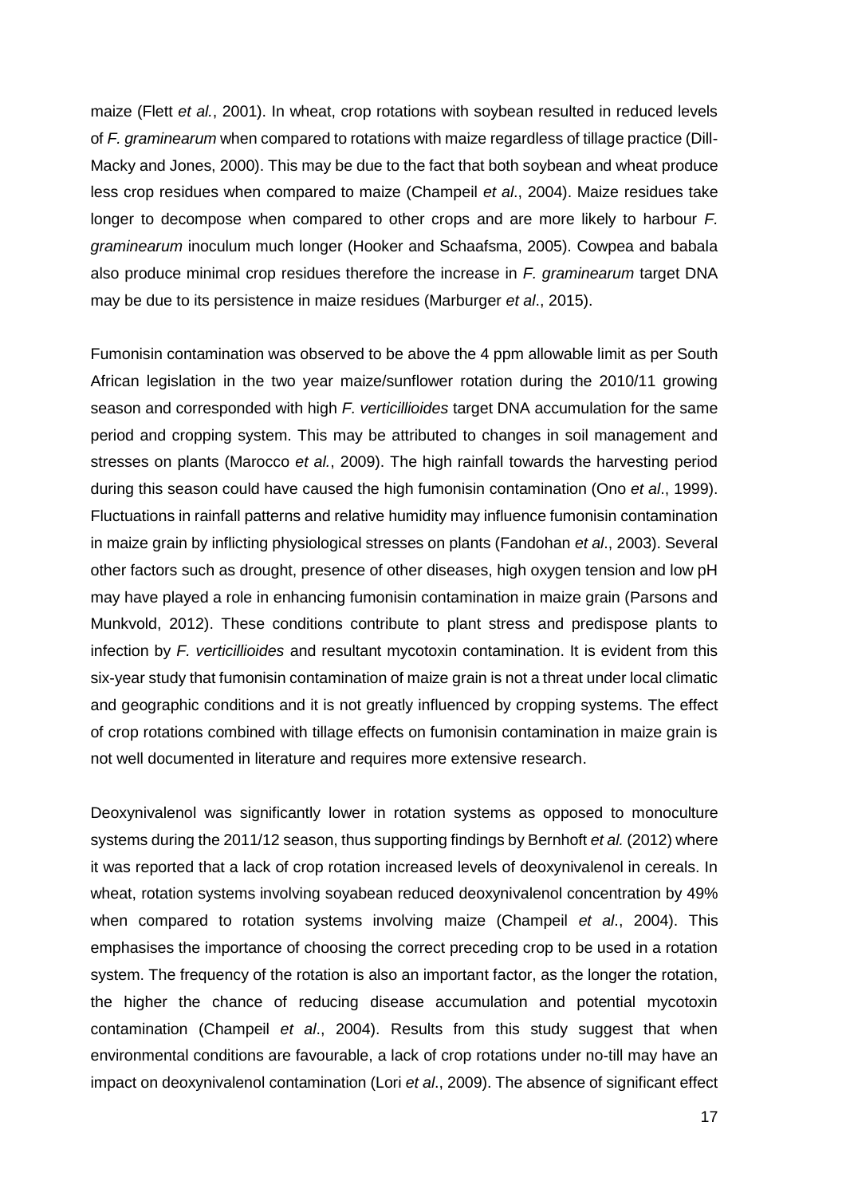maize (Flett *et al.*, 2001). In wheat, crop rotations with soybean resulted in reduced levels of *F. graminearum* when compared to rotations with maize regardless of tillage practice (Dill-Macky and Jones, 2000). This may be due to the fact that both soybean and wheat produce less crop residues when compared to maize (Champeil *et al*., 2004). Maize residues take longer to decompose when compared to other crops and are more likely to harbour *F. graminearum* inoculum much longer (Hooker and Schaafsma, 2005). Cowpea and babala also produce minimal crop residues therefore the increase in *F. graminearum* target DNA may be due to its persistence in maize residues (Marburger *et al*., 2015).

Fumonisin contamination was observed to be above the 4 ppm allowable limit as per South African legislation in the two year maize/sunflower rotation during the 2010/11 growing season and corresponded with high *F. verticillioides* target DNA accumulation for the same period and cropping system. This may be attributed to changes in soil management and stresses on plants (Marocco *et al.*, 2009). The high rainfall towards the harvesting period during this season could have caused the high fumonisin contamination (Ono *et al*., 1999). Fluctuations in rainfall patterns and relative humidity may influence fumonisin contamination in maize grain by inflicting physiological stresses on plants (Fandohan *et al*., 2003). Several other factors such as drought, presence of other diseases, high oxygen tension and low pH may have played a role in enhancing fumonisin contamination in maize grain (Parsons and Munkvold, 2012). These conditions contribute to plant stress and predispose plants to infection by *F. verticillioides* and resultant mycotoxin contamination. It is evident from this six-year study that fumonisin contamination of maize grain is not a threat under local climatic and geographic conditions and it is not greatly influenced by cropping systems. The effect of crop rotations combined with tillage effects on fumonisin contamination in maize grain is not well documented in literature and requires more extensive research.

Deoxynivalenol was significantly lower in rotation systems as opposed to monoculture systems during the 2011/12 season, thus supporting findings by Bernhoft *et al.* (2012) where it was reported that a lack of crop rotation increased levels of deoxynivalenol in cereals. In wheat, rotation systems involving soyabean reduced deoxynivalenol concentration by 49% when compared to rotation systems involving maize (Champeil *et al*., 2004). This emphasises the importance of choosing the correct preceding crop to be used in a rotation system. The frequency of the rotation is also an important factor, as the longer the rotation, the higher the chance of reducing disease accumulation and potential mycotoxin contamination (Champeil *et al*., 2004). Results from this study suggest that when environmental conditions are favourable, a lack of crop rotations under no-till may have an impact on deoxynivalenol contamination (Lori *et al*., 2009). The absence of significant effect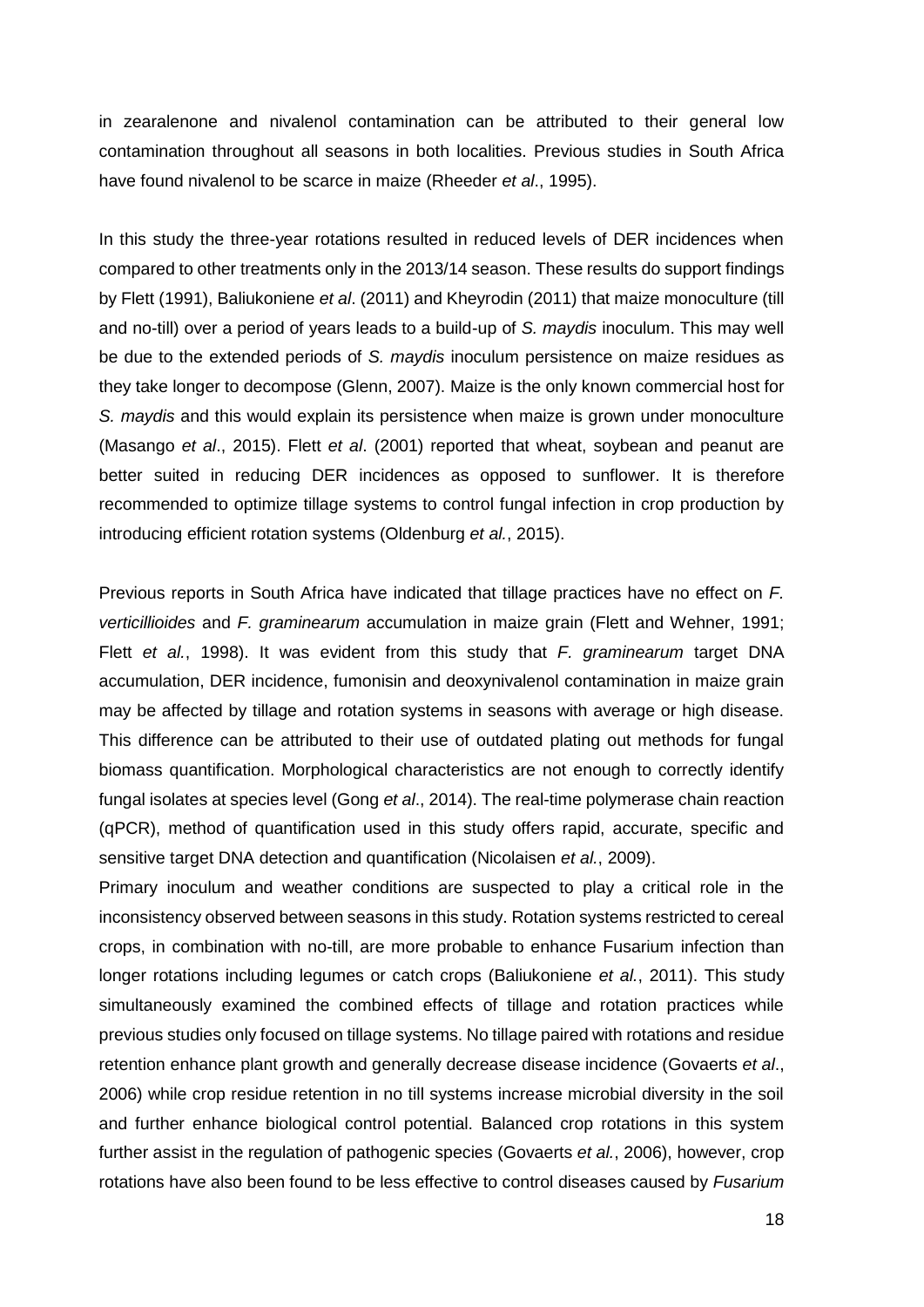in zearalenone and nivalenol contamination can be attributed to their general low contamination throughout all seasons in both localities. Previous studies in South Africa have found nivalenol to be scarce in maize (Rheeder *et al*., 1995).

In this study the three-year rotations resulted in reduced levels of DER incidences when compared to other treatments only in the 2013/14 season. These results do support findings by Flett (1991), Baliukoniene *et al*. (2011) and Kheyrodin (2011) that maize monoculture (till and no-till) over a period of years leads to a build-up of *S. maydis* inoculum. This may well be due to the extended periods of *S. maydis* inoculum persistence on maize residues as they take longer to decompose (Glenn, 2007). Maize is the only known commercial host for *S. maydis* and this would explain its persistence when maize is grown under monoculture (Masango *et al*., 2015). Flett *et al*. (2001) reported that wheat, soybean and peanut are better suited in reducing DER incidences as opposed to sunflower. It is therefore recommended to optimize tillage systems to control fungal infection in crop production by introducing efficient rotation systems (Oldenburg *et al.*, 2015).

Previous reports in South Africa have indicated that tillage practices have no effect on *F. verticillioides* and *F. graminearum* accumulation in maize grain (Flett and Wehner, 1991; Flett *et al.*, 1998). It was evident from this study that *F. graminearum* target DNA accumulation, DER incidence, fumonisin and deoxynivalenol contamination in maize grain may be affected by tillage and rotation systems in seasons with average or high disease. This difference can be attributed to their use of outdated plating out methods for fungal biomass quantification. Morphological characteristics are not enough to correctly identify fungal isolates at species level (Gong *et al*., 2014). The real-time polymerase chain reaction (qPCR), method of quantification used in this study offers rapid, accurate, specific and sensitive target DNA detection and quantification (Nicolaisen *et al.*, 2009).

Primary inoculum and weather conditions are suspected to play a critical role in the inconsistency observed between seasons in this study. Rotation systems restricted to cereal crops, in combination with no-till, are more probable to enhance Fusarium infection than longer rotations including legumes or catch crops (Baliukoniene *et al.*, 2011). This study simultaneously examined the combined effects of tillage and rotation practices while previous studies only focused on tillage systems. No tillage paired with rotations and residue retention enhance plant growth and generally decrease disease incidence (Govaerts *et al*., 2006) while crop residue retention in no till systems increase microbial diversity in the soil and further enhance biological control potential. Balanced crop rotations in this system further assist in the regulation of pathogenic species (Govaerts *et al.*, 2006), however, crop rotations have also been found to be less effective to control diseases caused by *Fusarium*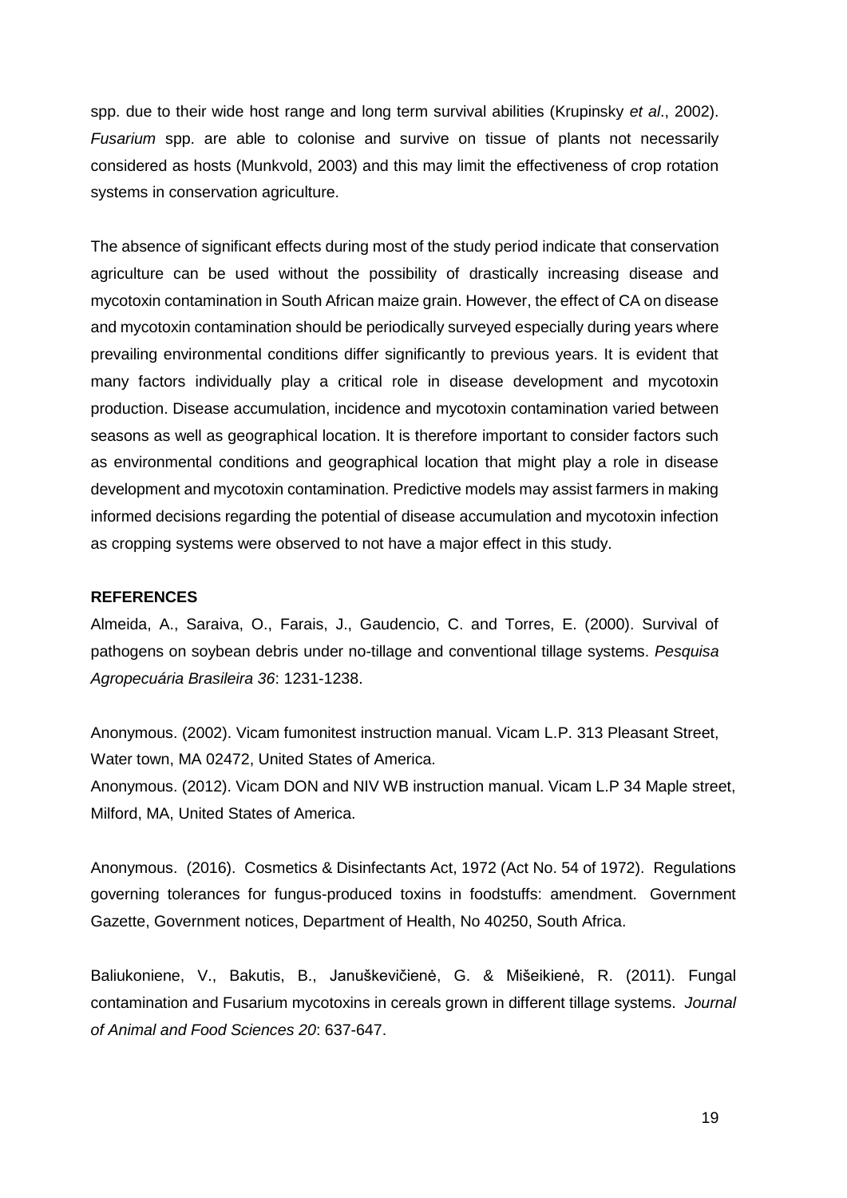spp. due to their wide host range and long term survival abilities (Krupinsky *et al*., 2002). *Fusarium* spp. are able to colonise and survive on tissue of plants not necessarily considered as hosts (Munkvold, 2003) and this may limit the effectiveness of crop rotation systems in conservation agriculture.

The absence of significant effects during most of the study period indicate that conservation agriculture can be used without the possibility of drastically increasing disease and mycotoxin contamination in South African maize grain. However, the effect of CA on disease and mycotoxin contamination should be periodically surveyed especially during years where prevailing environmental conditions differ significantly to previous years. It is evident that many factors individually play a critical role in disease development and mycotoxin production. Disease accumulation, incidence and mycotoxin contamination varied between seasons as well as geographical location. It is therefore important to consider factors such as environmental conditions and geographical location that might play a role in disease development and mycotoxin contamination. Predictive models may assist farmers in making informed decisions regarding the potential of disease accumulation and mycotoxin infection as cropping systems were observed to not have a major effect in this study.

**REFERENCES**

Almeida, A., Saraiva, O., Farais, J., Gaudencio, C. and Torres, E. (2000). Survival of pathogens on soybean debris under no-tillage and conventional tillage systems. *Pesquisa Agropecuária Brasileira 36*: 1231-1238.

Anonymous. (2002). Vicam fumonitest instruction manual. Vicam L.P. 313 Pleasant Street, Water town, MA 02472, United States of America.

Anonymous. (2012). Vicam DON and NIV WB instruction manual. Vicam L.P 34 Maple street, Milford, MA, United States of America.

Anonymous. (2016). Cosmetics & Disinfectants Act, 1972 (Act No. 54 of 1972). Regulations governing tolerances for fungus-produced toxins in foodstuffs: amendment. Government Gazette, Government notices, Department of Health, No 40250, South Africa.

Baliukoniene, V., Bakutis, B., Januškevičienė, G. & Mišeikienė, R. (2011). Fungal contamination and Fusarium mycotoxins in cereals grown in different tillage systems. *Journal of Animal and Food Sciences 20*: 637-647.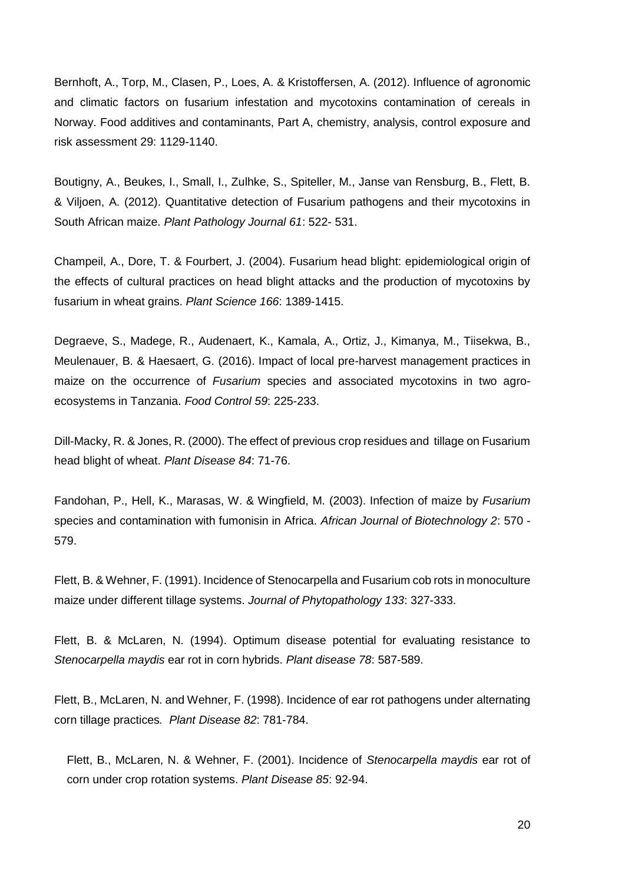Bernhoft, A., Torp, M., Clasen, P., Loes, A. & Kristoffersen, A. (2012). Influence of agronomic and climatic factors on fusarium infestation and mycotoxins contamination of cereals in Norway. Food additives and contaminants, Part A, chemistry, analysis, control exposure and risk assessment 29: 1129-1140.

Boutigny, A., Beukes, I., Small, I., Zulhke, S., Spiteller, M., Janse van Rensburg, B., Flett, B. & Viljoen, A. (2012). Quantitative detection of Fusarium pathogens and their mycotoxins in South African maize. *Plant Pathology Journal 61*: 522- 531.

Champeil, A., Dore, T. & Fourbert, J. (2004). Fusarium head blight: epidemiological origin of the effects of cultural practices on head blight attacks and the production of mycotoxins by fusarium in wheat grains. *Plant Science 166*: 1389-1415.

Degraeve, S., Madege, R., Audenaert, K., Kamala, A., Ortiz, J., Kimanya, M., Tiisekwa, B., Meulenauer, B. & Haesaert, G. (2016). Impact of local pre-harvest management practices in maize on the occurrence of *Fusarium* species and associated mycotoxins in two agro-ecosystems in Tanzania. *Food Control 59*: 225-233.

Dill-Macky, R. & Jones, R. (2000). The effect of previous crop residues and tillage on Fusarium head blight of wheat. *Plant Disease 84*: 71-76.

Fandohan, P., Hell, K., Marasas, W. & Wingfield, M. (2003). Infection of maize by *Fusarium* species and contamination with fumonisin in Africa. *African Journal of Biotechnology 2*: 570 - 579.

Flett, B. & Wehner, F. (1991). Incidence of Stenocarpella and Fusarium cob rots in monoculture maize under different tillage systems. *Journal of Phytopathology 133*: 327-333.

Flett, B. & McLaren, N. (1994). Optimum disease potential for evaluating resistance to *Stenocarpella maydis* ear rot in corn hybrids. *Plant disease 78*: 587-589.

Flett, B., McLaren, N. and Wehner, F. (1998). Incidence of ear rot pathogens under alternating corn tillage practices*. Plant Disease 82*: 781-784.

Flett, B., McLaren, N. & Wehner, F. (2001). Incidence of *Stenocarpella maydis* ear rot of corn under crop rotation systems. *Plant Disease 85*: 92-94.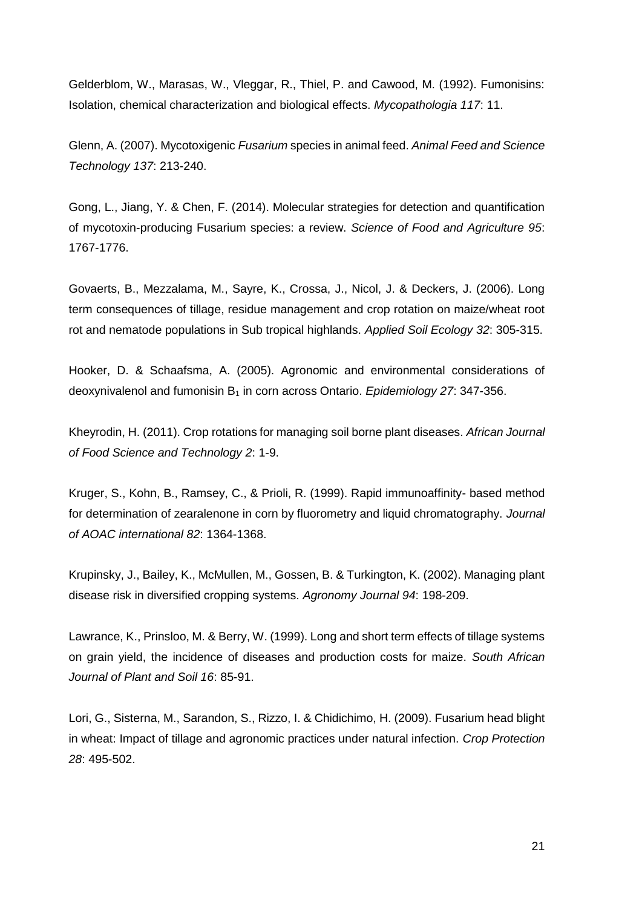Gelderblom, W., Marasas, W., Vleggar, R., Thiel, P. and Cawood, M. (1992). Fumonisins: Isolation, chemical characterization and biological effects. *Mycopathologia 117*: 11.

Glenn, A. (2007). Mycotoxigenic *Fusarium* species in animal feed. *Animal Feed and Science Technology 137*: 213-240.

Gong, L., Jiang, Y. & Chen, F. (2014). Molecular strategies for detection and quantification of mycotoxin-producing Fusarium species: a review. *Science of Food and Agriculture 95*: 1767-1776.

Govaerts, B., Mezzalama, M., Sayre, K., Crossa, J., Nicol, J. & Deckers, J. (2006). Long term consequences of tillage, residue management and crop rotation on maize/wheat root rot and nematode populations in Sub tropical highlands. *Applied Soil Ecology 32*: 305-315.

Hooker, D. & Schaafsma, A. (2005). Agronomic and environmental considerations of deoxynivalenol and fumonisin $B_1$ in corn across Ontario. *Epidemiology 27*: 347-356.

Kheyrodin, H. (2011). Crop rotations for managing soil borne plant diseases. *African Journal of Food Science and Technology 2*: 1-9.

Kruger, S., Kohn, B., Ramsey, C., & Prioli, R. (1999). Rapid immunoaffinity- based method for determination of zearalenone in corn by fluorometry and liquid chromatography. *Journal of AOAC international 82*: 1364-1368.

Krupinsky, J., Bailey, K., McMullen, M., Gossen, B. & Turkington, K. (2002). Managing plant disease risk in diversified cropping systems. *Agronomy Journal 94*: 198-209.

Lawrance, K., Prinsloo, M. & Berry, W. (1999). Long and short term effects of tillage systems on grain yield, the incidence of diseases and production costs for maize. *South African Journal of Plant and Soil 16*: 85-91.

Lori, G., Sisterna, M., Sarandon, S., Rizzo, I. & Chidichimo, H. (2009). Fusarium head blight in wheat: Impact of tillage and agronomic practices under natural infection. *Crop Protection 28*: 495-502.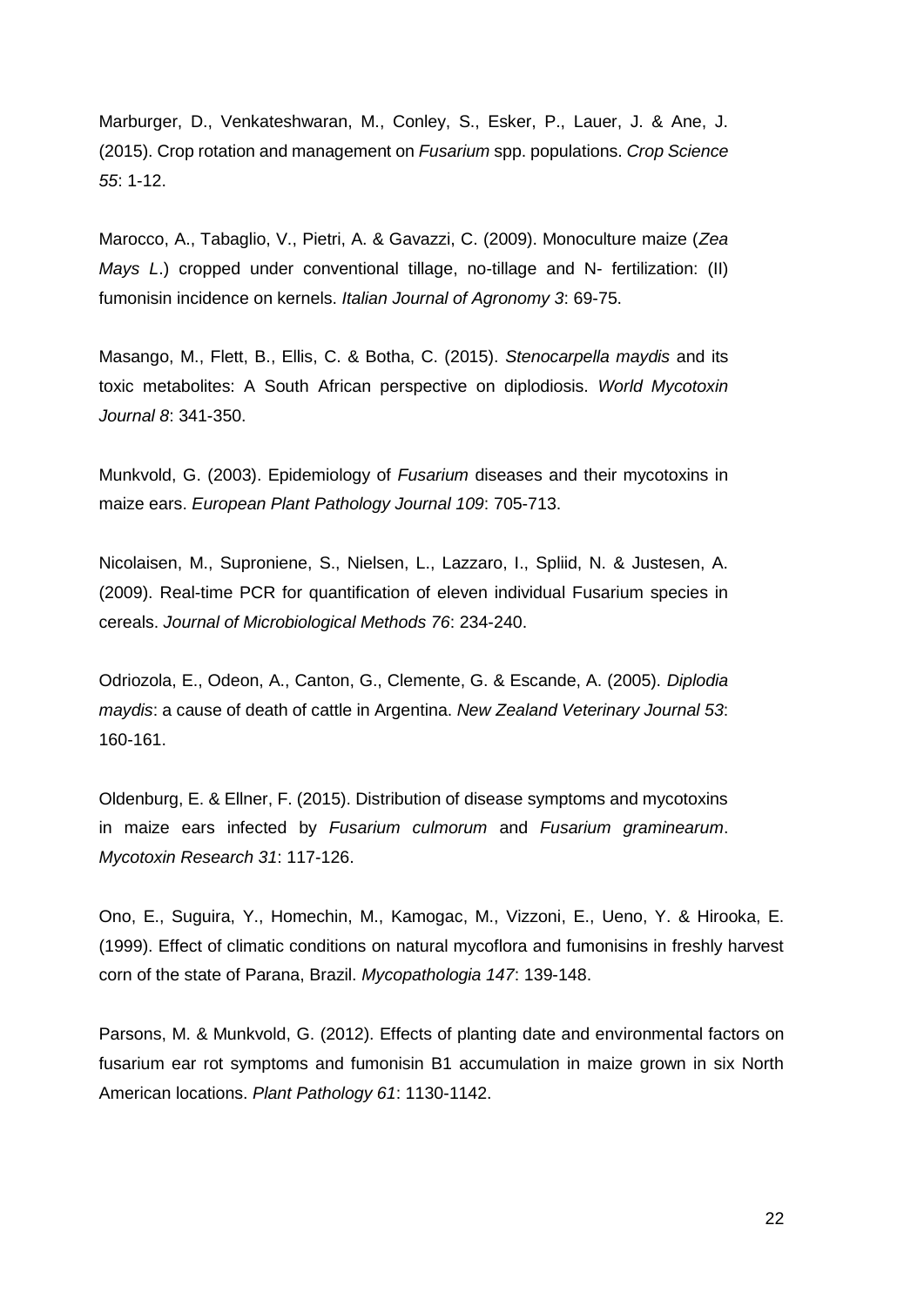Marburger, D., Venkateshwaran, M., Conley, S., Esker, P., Lauer, J. & Ane, J. (2015). Crop rotation and management on *Fusarium* spp. populations. *Crop Science 55*: 1-12.

Marocco, A., Tabaglio, V., Pietri, A. & Gavazzi, C. (2009). Monoculture maize (*Zea Mays L*.) cropped under conventional tillage, no-tillage and N- fertilization: (II) fumonisin incidence on kernels. *Italian Journal of Agronomy 3*: 69-75.

Masango, M., Flett, B., Ellis, C. & Botha, C. (2015). *Stenocarpella maydis* and its toxic metabolites: A South African perspective on diplodiosis. *World Mycotoxin Journal 8*: 341-350.

Munkvold, G. (2003). Epidemiology of *Fusarium* diseases and their mycotoxins in maize ears. *European Plant Pathology Journal 109*: 705-713.

Nicolaisen, M., Suproniene, S., Nielsen, L., Lazzaro, I., Spliid, N. & Justesen, A. (2009). Real-time PCR for quantification of eleven individual Fusarium species in cereals. *Journal of Microbiological Methods 76*: 234-240.

Odriozola, E., Odeon, A., Canton, G., Clemente, G. & Escande, A. (2005). *Diplodia maydis*: a cause of death of cattle in Argentina. *New Zealand Veterinary Journal 53*: 160-161.

Oldenburg, E. & Ellner, F. (2015). Distribution of disease symptoms and mycotoxins in maize ears infected by *Fusarium culmorum* and *Fusarium graminearum*. *Mycotoxin Research 31*: 117-126.

Ono, E., Suguira, Y., Homechin, M., Kamogac, M., Vizzoni, E., Ueno, Y. & Hirooka, E. (1999). Effect of climatic conditions on natural mycoflora and fumonisins in freshly harvest corn of the state of Parana, Brazil. *Mycopathologia 147*: 139-148.

Parsons, M. & Munkvold, G. (2012). Effects of planting date and environmental factors on fusarium ear rot symptoms and fumonisin B1 accumulation in maize grown in six North American locations. *Plant Pathology 61*: 1130-1142.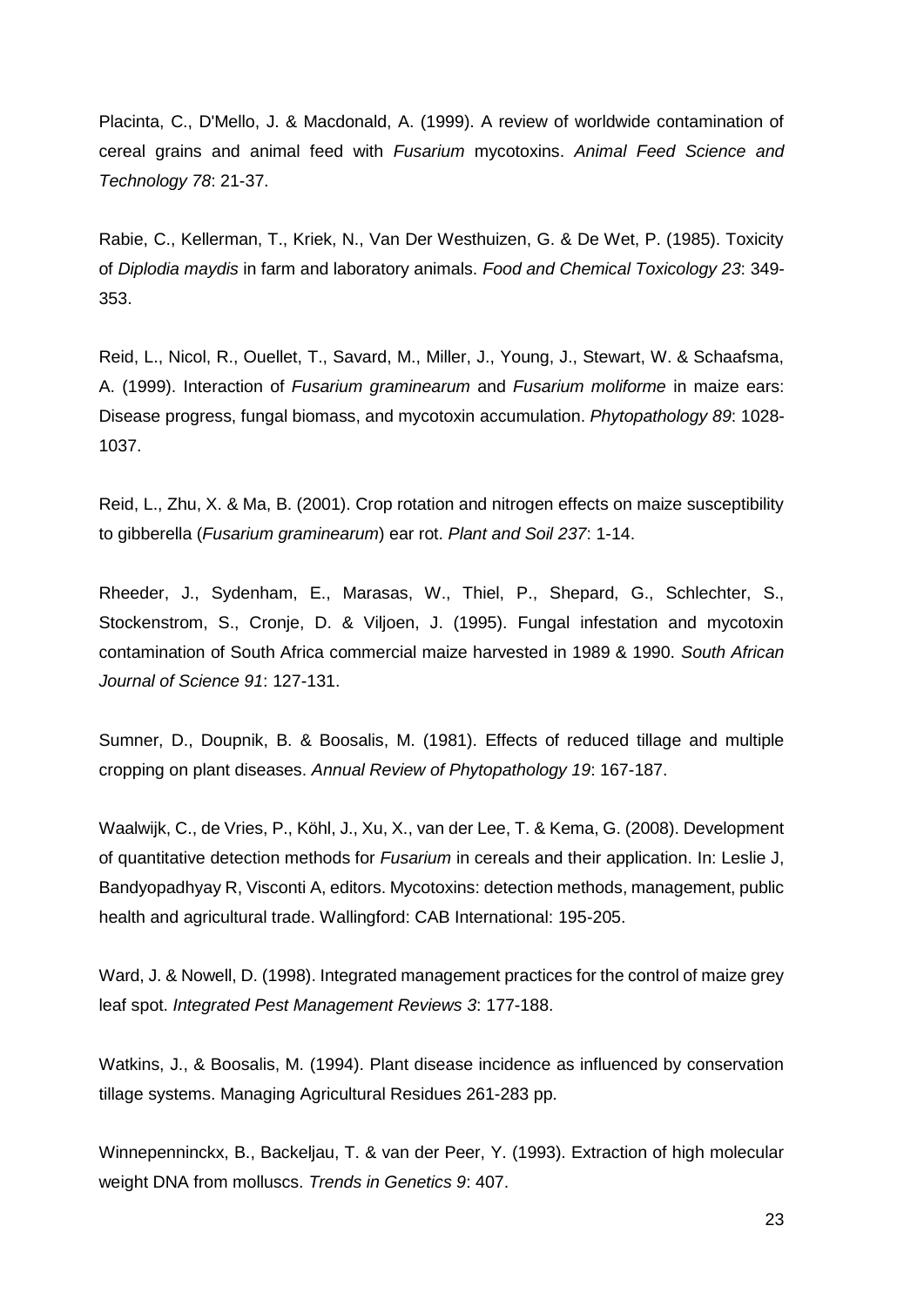Placinta, C., D'Mello, J. & Macdonald, A. (1999). A review of worldwide contamination of cereal grains and animal feed with *Fusarium* mycotoxins. *Animal Feed Science and Technology 78*: 21-37.

Rabie, C., Kellerman, T., Kriek, N., Van Der Westhuizen, G. & De Wet, P. (1985). Toxicity of *Diplodia maydis* in farm and laboratory animals. *Food and Chemical Toxicology 23*: 349-353.

Reid, L., Nicol, R., Ouellet, T., Savard, M., Miller, J., Young, J., Stewart, W. & Schaafsma, A. (1999). Interaction of *Fusarium graminearum* and *Fusarium moliforme* in maize ears: Disease progress, fungal biomass, and mycotoxin accumulation. *Phytopathology 89*: 1028-1037.

Reid, L., Zhu, X. & Ma, B. (2001). Crop rotation and nitrogen effects on maize susceptibility to gibberella (*Fusarium graminearum*) ear rot. *Plant and Soil 237*: 1-14.

Rheeder, J., Sydenham, E., Marasas, W., Thiel, P., Shepard, G., Schlechter, S., Stockenstrom, S., Cronje, D. & Viljoen, J. (1995). Fungal infestation and mycotoxin contamination of South Africa commercial maize harvested in 1989 & 1990. *South African Journal of Science 91*: 127-131.

Sumner, D., Doupnik, B. & Boosalis, M. (1981). Effects of reduced tillage and multiple cropping on plant diseases. *Annual Review of Phytopathology 19*: 167-187.

Waalwijk, C., de Vries, P., Köhl, J., Xu, X., van der Lee, T. & Kema, G. (2008). Development of quantitative detection methods for *Fusarium* in cereals and their application. In: Leslie J, Bandyopadhyay R, Visconti A, editors. Mycotoxins: detection methods, management, public health and agricultural trade. Wallingford: CAB International: 195-205.

Ward, J. & Nowell, D. (1998). Integrated management practices for the control of maize grey leaf spot. *Integrated Pest Management Reviews 3*: 177-188.

Watkins, J., & Boosalis, M. (1994). Plant disease incidence as influenced by conservation tillage systems. Managing Agricultural Residues 261-283 pp.

Winnepenninckx, B., Backeljau, T. & van der Peer, Y. (1993). Extraction of high molecular weight DNA from molluscs. *Trends in Genetics 9*: 407.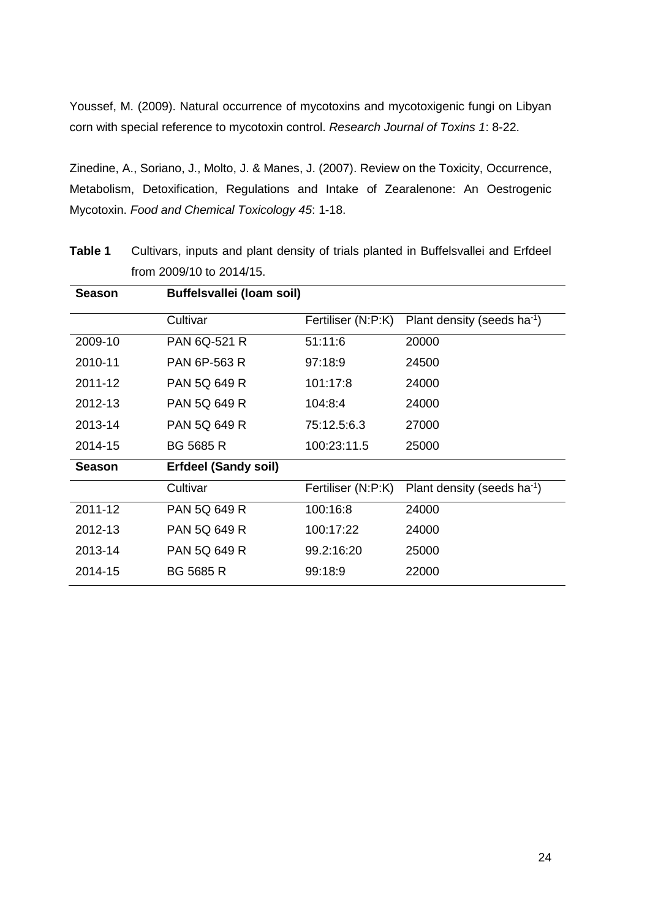Youssef, M. (2009). Natural occurrence of mycotoxins and mycotoxigenic fungi on Libyan corn with special reference to mycotoxin control. *Research Journal of Toxins 1*: 8-22.

Zinedine, A., Soriano, J., Molto, J. & Manes, J. (2007). Review on the Toxicity, Occurrence, Metabolism, Detoxification, Regulations and Intake of Zearalenone: An Oestrogenic Mycotoxin. *Food and Chemical Toxicology 45*: 1-18.

**Table 1** Cultivars, inputs and plant density of trials planted in Buffelsvallei and Erfdeel from 2009/10 to 2014/15.

| **Season** | **Buffelsvallei (loam soil)** | | |
|---|---|---|---|
| | Cultivar | Fertiliser (N:P:K) | Plant density (seeds $ha^{-1}$) |
| 2009-10 | PAN 6Q-521 R | 51:11:6 | 20000 |
| 2010-11 | PAN 6P-563 R | 97:18:9 | 24500 |
| 2011-12 | PAN 5Q 649 R | 101:17:8 | 24000 |
| 2012-13 | PAN 5Q 649 R | 104:8:4 | 24000 |
| 2013-14 | PAN 5Q 649 R | 75:12.5:6.3 | 27000 |
| 2014-15 | BG 5685 R | 100:23:11.5 | 25000 |
| **Season** | **Erfdeel (Sandy soil)** | | |
| | Cultivar | Fertiliser (N:P:K) | Plant density (seeds $ha^{-1}$) |
| 2011-12 | PAN 5Q 649 R | 100:16:8 | 24000 |
| 2012-13 | PAN 5Q 649 R | 100:17:22 | 24000 |
| 2013-14 | PAN 5Q 649 R | 99.2:16:20 | 25000 |
| 2014-15 | BG 5685 R | 99:18:9 | 22000 |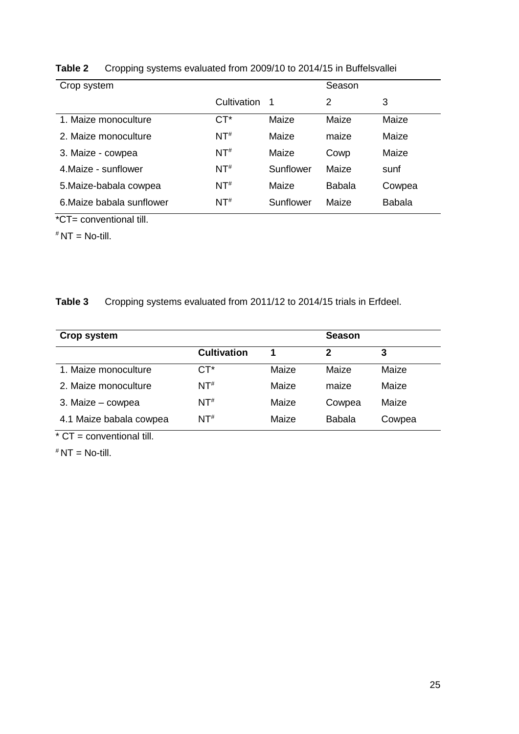**Table 2** Cropping systems evaluated from 2009/10 to 2014/15 in Buffelsvallei

| Crop system | | Season | | |
|---|---|---|---|---|
| | Cultivation | 1 | 2 | 3 |
| 1. Maize monoculture | CT* | Maize | Maize | Maize |
| 2. Maize monoculture | NT# | Maize | maize | Maize |
| 3. Maize - cowpea | NT# | Maize | Cowp | Maize |
| 4.Maize - sunflower | NT# | Sunflower | Maize | sunf |
| 5.Maize-babala cowpea | NT# | Maize | Babala | Cowpea |
| 6.Maize babala sunflower | NT# | Sunflower | Maize | Babala |

*CT= conventional till.

# NT = No-till.

**Table 3** Cropping systems evaluated from 2011/12 to 2014/15 trials in Erfdeel.

| **Crop system** | | **Season** | | |
|---|---|---|---|---|
| | **Cultivation** | **1** | **2** | **3** |
| 1. Maize monoculture | CT* | Maize | Maize | Maize |
| 2. Maize monoculture | NT# | Maize | maize | Maize |
| 3. Maize – cowpea | NT# | Maize | Cowpea | Maize |
| 4.1 Maize babala cowpea | NT# | Maize | Babala | Cowpea |

* CT = conventional till.

# NT = No-till.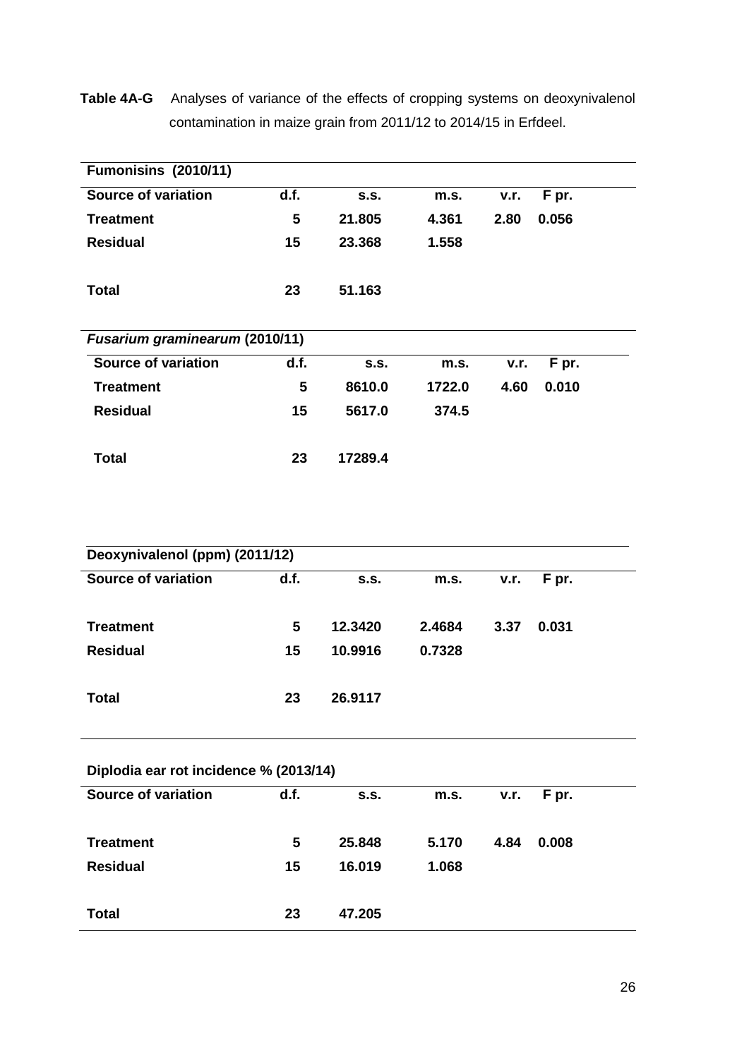**Table 4A-G** Analyses of variance of the effects of cropping systems on deoxynivalenol contamination in maize grain from 2011/12 to 2014/15 in Erfdeel.

| **Fumonisins (2010/11)** | | | | | |
|---|---|---|---|---|---|
| **Source of variation** | **d.f.** | **s.s.** | **m.s.** | **v.r.** | **F pr.** |
| **Treatment** | **5** | **21.805** | **4.361** | **2.80** | **0.056** |
| **Residual** | **15** | **23.368** | **1.558** | | |
| **Total** | **23** | **51.163** | | | |

| ***Fusarium graminearum*** **(2010/11)** | | | | | |
|---|---|---|---|---|---|
| **Source of variation** | **d.f.** | **s.s.** | **m.s.** | **v.r.** | **F pr.** |
| **Treatment** | **5** | **8610.0** | **1722.0** | **4.60** | **0.010** |
| **Residual** | **15** | **5617.0** | **374.5** | | |
| **Total** | **23** | **17289.4** | | | |

| **Deoxynivalenol (ppm) (2011/12)** | | | | | |
|---|---|---|---|---|---|
| **Source of variation** | **d.f.** | **s.s.** | **m.s.** | **v.r.** | **F pr.** |
| **Treatment** | **5** | **12.3420** | **2.4684** | **3.37** | **0.031** |
| **Residual** | **15** | **10.9916** | **0.7328** | | |
| **Total** | **23** | **26.9117** | | | |

| **Diplodia ear rot incidence % (2013/14)** | | | | | |
|---|---|---|---|---|---|
| **Source of variation** | **d.f.** | **s.s.** | **m.s.** | **v.r.** | **F pr.** |
| **Treatment** | **5** | **25.848** | **5.170** | **4.84** | **0.008** |
| **Residual** | **15** | **16.019** | **1.068** | | |
| **Total** | **23** | **47.205** | | | |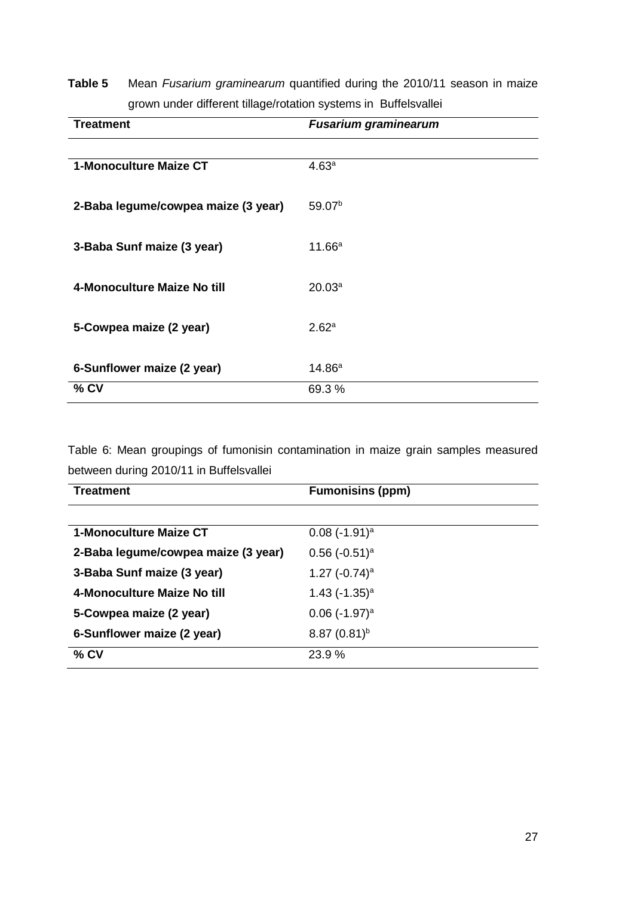**Table 5** Mean *Fusarium graminearum* quantified during the 2010/11 season in maize grown under different tillage/rotation systems in Buffelsvallei

| **Treatment** | ***Fusarium graminearum*** |
|---|---|
| **1-Monoculture Maize CT** | 4.63[a] |
| **2-Baba legume/cowpea maize (3 year)** | 59.07[b] |
| **3-Baba Sunf maize (3 year)** | 11.66[a] |
| **4-Monoculture Maize No till** | 20.03[a] |
| **5-Cowpea maize (2 year)** | 2.62[a] |
| **6-Sunflower maize (2 year)** | 14.86[a] |
| **% CV** | 69.3 % |

Table 6: Mean groupings of fumonisin contamination in maize grain samples measured between during 2010/11 in Buffelsvallei

| **Treatment** | **Fumonisins (ppm)** |
|---|---|
| **1-Monoculture Maize CT** | 0.08 (-1.91)[a] |
| **2-Baba legume/cowpea maize (3 year)** | 0.56 (-0.51)[a] |
| **3-Baba Sunf maize (3 year)** | 1.27 (-0.74)[a] |
| **4-Monoculture Maize No till** | 1.43 (-1.35)[a] |
| **5-Cowpea maize (2 year)** | 0.06 (-1.97)[a] |
| **6-Sunflower maize (2 year)** | 8.87 (0.81)[b] |
| **% CV** | 23.9 % |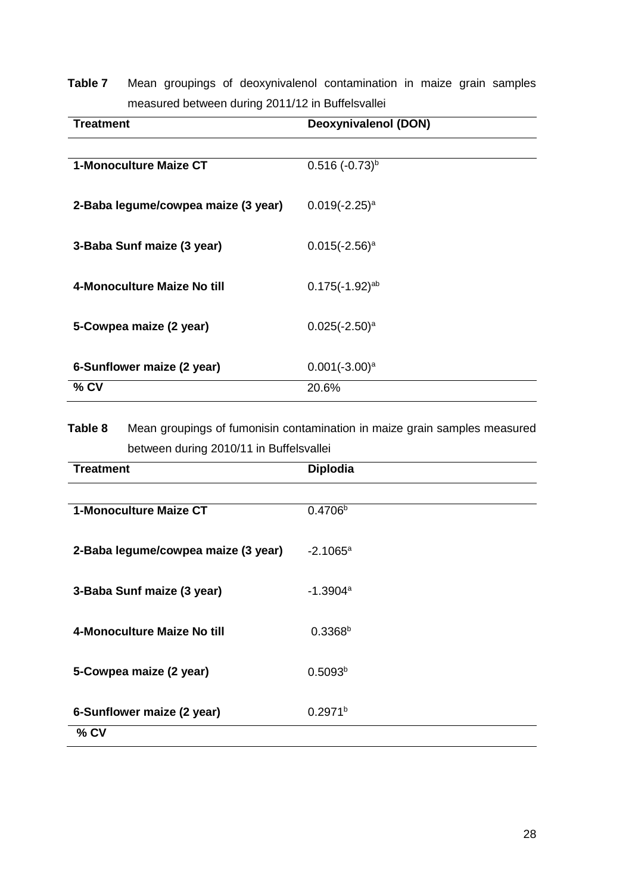**Table 7** Mean groupings of deoxynivalenol contamination in maize grain samples measured between during 2011/12 in Buffelsvallei

| Treatment | Deoxynivalenol (DON) |
|---|---|
| 1-Monoculture Maize CT | 0.516 (-0.73)[b] |
| 2-Baba legume/cowpea maize (3 year) | 0.019(-2.25)[a] |
| 3-Baba Sunf maize (3 year) | 0.015(-2.56)[a] |
| 4-Monoculture Maize No till | 0.175(-1.92)[ab] |
| 5-Cowpea maize (2 year) | 0.025(-2.50)[a] |
| 6-Sunflower maize (2 year) | 0.001(-3.00)[a] |
| % CV | 20.6% |

**Table 8** Mean groupings of fumonisin contamination in maize grain samples measured between during 2010/11 in Buffelsvallei

| Treatment | Diplodia |
|---|---|
| 1-Monoculture Maize CT | 0.4706[b] |
| 2-Baba legume/cowpea maize (3 year) | -2.1065[a] |
| 3-Baba Sunf maize (3 year) | -1.3904[a] |
| 4-Monoculture Maize No till | 0.3368[b] |
| 5-Cowpea maize (2 year) | 0.5093[b] |
| 6-Sunflower maize (2 year) | 0.2971[b] |
| % CV | |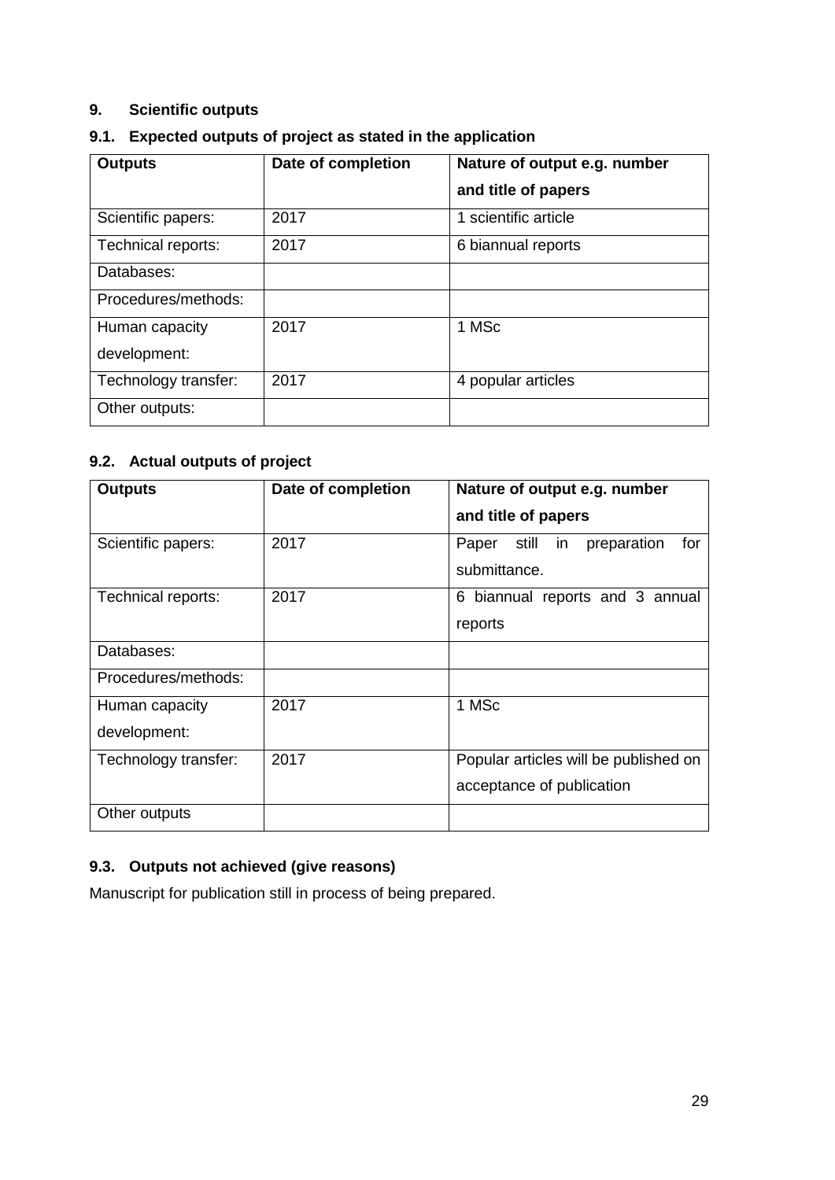## 9. Scientific outputs

### 9.1. Expected outputs of project as stated in the application

| Outputs | Date of completion | Nature of output e.g. number and title of papers |
|---|---|---|
| Scientific papers: | 2017 | 1 scientific article |
| Technical reports: | 2017 | 6 biannual reports |
| Databases: | | |
| Procedures/methods: | | |
| Human capacity development: | 2017 | 1 MSc |
| Technology transfer: | 2017 | 4 popular articles |
| Other outputs: | | |

### 9.2. Actual outputs of project

| Outputs | Date of completion | Nature of output e.g. number and title of papers |
|---|---|---|
| Scientific papers: | 2017 | Paper still in preparation for submittance. |
| Technical reports: | 2017 | 6 biannual reports and 3 annual reports |
| Databases: | | |
| Procedures/methods: | | |
| Human capacity development: | 2017 | 1 MSc |
| Technology transfer: | 2017 | Popular articles will be published on acceptance of publication |
| Other outputs | | |

### 9.3. Outputs not achieved (give reasons)

Manuscript for publication still in process of being prepared.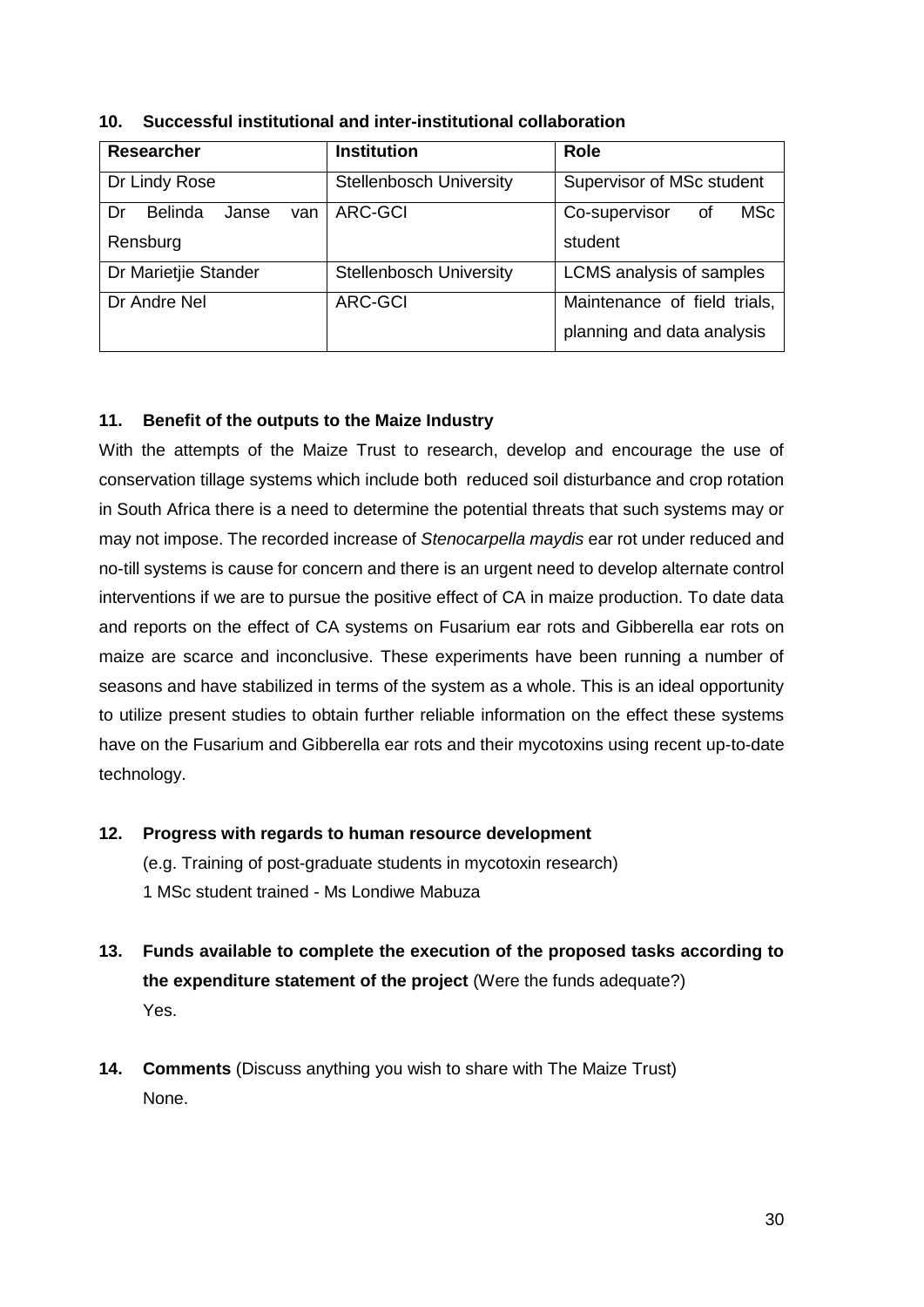## 10. Successful institutional and inter-institutional collaboration

| Researcher | Institution | Role |
| --- | --- | --- |
| Dr Lindy Rose | Stellenbosch University | Supervisor of MSc student |
| Dr Belinda Janse van Rensburg | ARC-GCI | Co-supervisor of MSc student |
| Dr Marietjie Stander | Stellenbosch University | LCMS analysis of samples |
| Dr Andre Nel | ARC-GCI | Maintenance of field trials, planning and data analysis |

## 11. Benefit of the outputs to the Maize Industry

With the attempts of the Maize Trust to research, develop and encourage the use of conservation tillage systems which include both reduced soil disturbance and crop rotation in South Africa there is a need to determine the potential threats that such systems may or may not impose. The recorded increase of *Stenocarpella maydis* ear rot under reduced and no-till systems is cause for concern and there is an urgent need to develop alternate control interventions if we are to pursue the positive effect of CA in maize production. To date data and reports on the effect of CA systems on Fusarium ear rots and Gibberella ear rots on maize are scarce and inconclusive. These experiments have been running a number of seasons and have stabilized in terms of the system as a whole. This is an ideal opportunity to utilize present studies to obtain further reliable information on the effect these systems have on the Fusarium and Gibberella ear rots and their mycotoxins using recent up-to-date technology.

## 12. Progress with regards to human resource development

(e.g. Training of post-graduate students in mycotoxin research)

1 MSc student trained - Ms Londiwe Mabuza

## 13. Funds available to complete the execution of the proposed tasks according to the expenditure statement of the project (Were the funds adequate?)

Yes.

## 14. Comments (Discuss anything you wish to share with The Maize Trust)

None.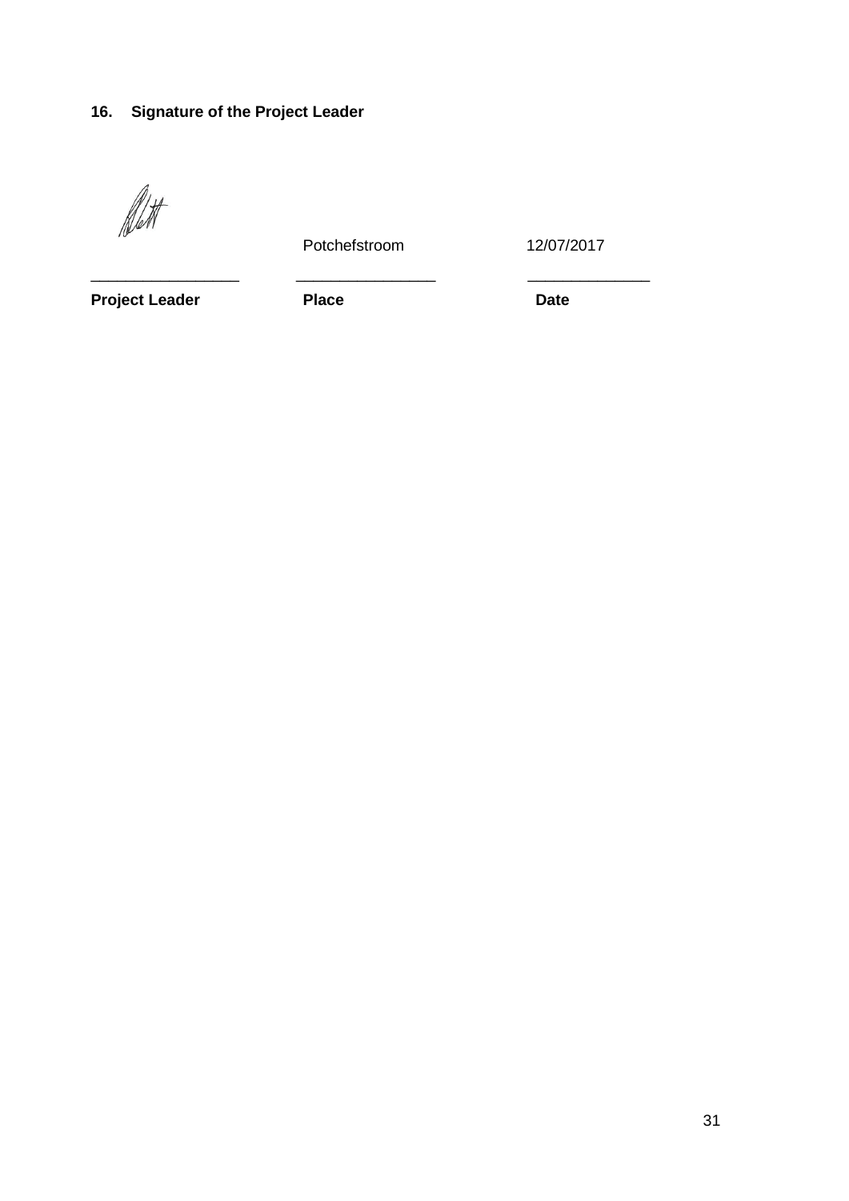## 16. Signature of the Project Leader

| | | |
|---|---|---|
| | Potchefstroom | 12/07/2017 |
| **Project Leader** | **Place** | **Date** |